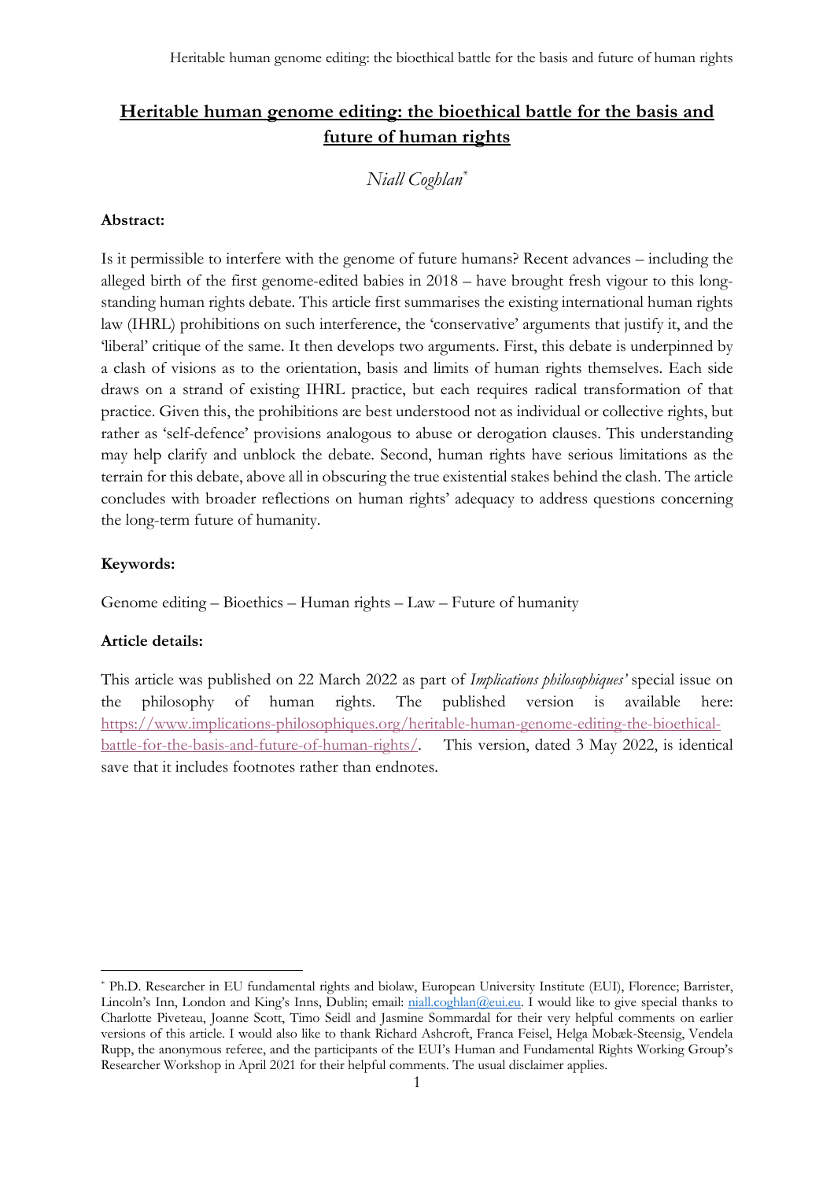# Heritable human genome editing: the bioethical battle for the basis and future of human rights

*Niall Coghlan*[*]

**Abstract:**

Is it permissible to interfere with the genome of future humans? Recent advances – including the alleged birth of the first genome-edited babies in 2018 – have brought fresh vigour to this long-standing human rights debate. This article first summarises the existing international human rights law (IHRL) prohibitions on such interference, the 'conservative' arguments that justify it, and the 'liberal' critique of the same. It then develops two arguments. First, this debate is underpinned by a clash of visions as to the orientation, basis and limits of human rights themselves. Each side draws on a strand of existing IHRL practice, but each requires radical transformation of that practice. Given this, the prohibitions are best understood not as individual or collective rights, but rather as 'self-defence' provisions analogous to abuse or derogation clauses. This understanding may help clarify and unblock the debate. Second, human rights have serious limitations as the terrain for this debate, above all in obscuring the true existential stakes behind the clash. The article concludes with broader reflections on human rights' adequacy to address questions concerning the long-term future of humanity.

**Keywords:**

Genome editing – Bioethics – Human rights – Law – Future of humanity

**Article details:**

This article was published on 22 March 2022 as part of *Implications philosophiques'* special issue on the philosophy of human rights. The published version is available here: [https://www.implications-philosophiques.org/heritable-human-genome-editing-the-bioethical-battle-for-the-basis-and-future-of-human-rights/](https://www.implications-philosophiques.org/heritable-human-genome-editing-the-bioethical-battle-for-the-basis-and-future-of-human-rights/). This version, dated 3 May 2022, is identical save that it includes footnotes rather than endnotes.

---

[*] Ph.D. Researcher in EU fundamental rights and biolaw, European University Institute (EUI), Florence; Barrister, Lincoln's Inn, London and King's Inns, Dublin; email: niall.coghlan@eui.eu. I would like to give special thanks to Charlotte Piveteau, Joanne Scott, Timo Seidl and Jasmine Sommardal for their very helpful comments on earlier versions of this article. I would also like to thank Richard Ashcroft, Franca Feisel, Helga Mobæk-Steensig, Vendela Rupp, the anonymous referee, and the participants of the EUI's Human and Fundamental Rights Working Group's Researcher Workshop in April 2021 for their helpful comments. The usual disclaimer applies.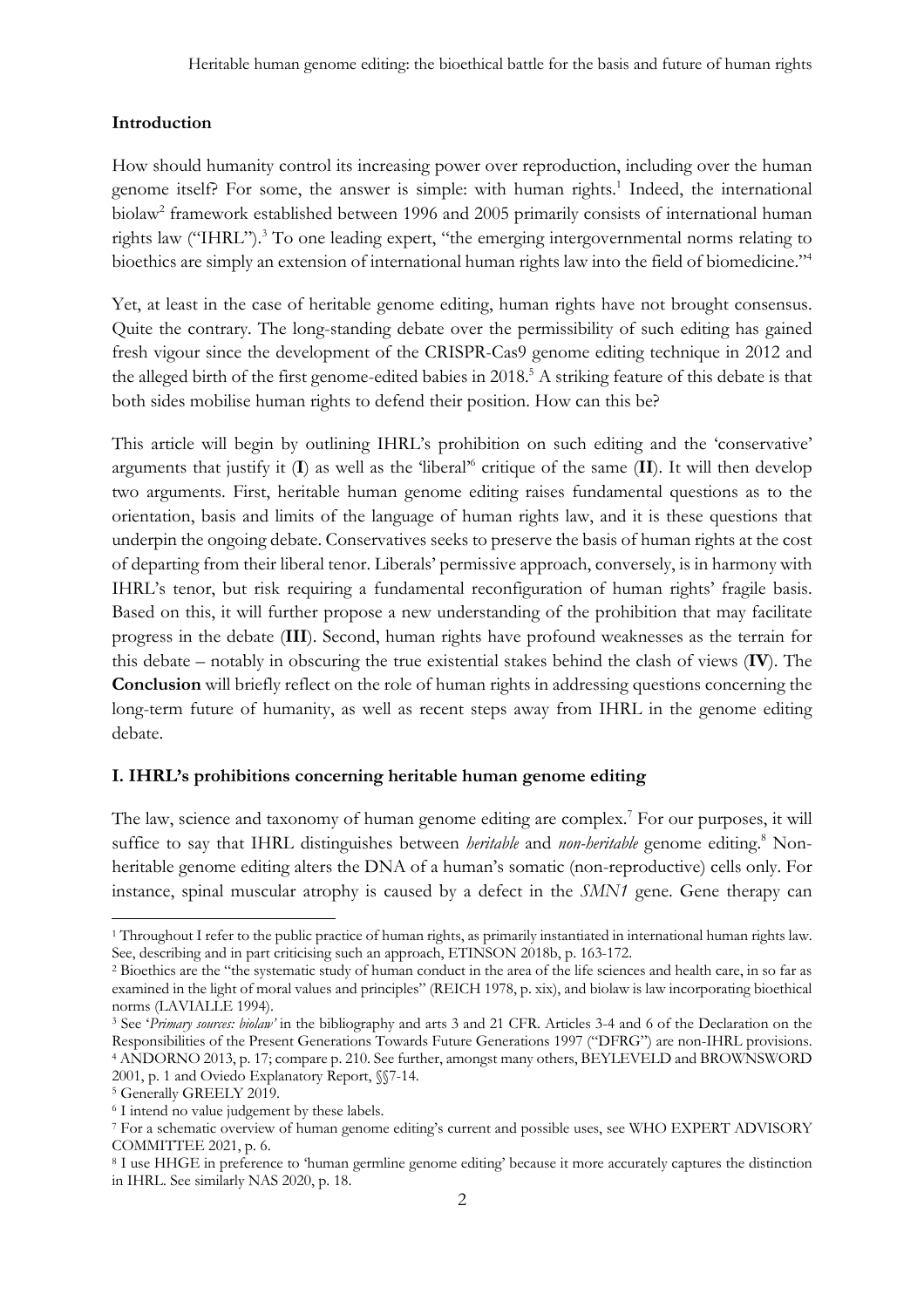## Introduction

How should humanity control its increasing power over reproduction, including over the human genome itself? For some, the answer is simple: with human rights.[1] Indeed, the international biolaw[2] framework established between 1996 and 2005 primarily consists of international human rights law ("IHRL").[3] To one leading expert, "the emerging intergovernmental norms relating to bioethics are simply an extension of international human rights law into the field of biomedicine."[4]

Yet, at least in the case of heritable genome editing, human rights have not brought consensus. Quite the contrary. The long-standing debate over the permissibility of such editing has gained fresh vigour since the development of the CRISPR-Cas9 genome editing technique in 2012 and the alleged birth of the first genome-edited babies in 2018.[5] A striking feature of this debate is that both sides mobilise human rights to defend their position. How can this be?

This article will begin by outlining IHRL's prohibition on such editing and the 'conservative' arguments that justify it (**I**) as well as the 'liberal'[6] critique of the same (**II**). It will then develop two arguments. First, heritable human genome editing raises fundamental questions as to the orientation, basis and limits of the language of human rights law, and it is these questions that underpin the ongoing debate. Conservatives seeks to preserve the basis of human rights at the cost of departing from their liberal tenor. Liberals' permissive approach, conversely, is in harmony with IHRL's tenor, but risk requiring a fundamental reconfiguration of human rights' fragile basis. Based on this, it will further propose a new understanding of the prohibition that may facilitate progress in the debate (**III**). Second, human rights have profound weaknesses as the terrain for this debate – notably in obscuring the true existential stakes behind the clash of views (**IV**). The **Conclusion** will briefly reflect on the role of human rights in addressing questions concerning the long-term future of humanity, as well as recent steps away from IHRL in the genome editing debate.

## I. IHRL's prohibitions concerning heritable human genome editing

The law, science and taxonomy of human genome editing are complex.[7] For our purposes, it will suffice to say that IHRL distinguishes between *heritable* and *non-heritable* genome editing.[8] Non-heritable genome editing alters the DNA of a human's somatic (non-reproductive) cells only. For instance, spinal muscular atrophy is caused by a defect in the *SMN1* gene. Gene therapy can

---

[1] Throughout I refer to the public practice of human rights, as primarily instantiated in international human rights law. See, describing and in part criticising such an approach, ETINSON 2018b, p. 163-172.

[2] Bioethics are the "the systematic study of human conduct in the area of the life sciences and health care, in so far as examined in the light of moral values and principles" (REICH 1978, p. xix), and biolaw is law incorporating bioethical norms (LAVIALLE 1994).

[3] See '*Primary sources: biolaw*' in the bibliography and arts 3 and 21 CFR. Articles 3-4 and 6 of the Declaration on the Responsibilities of the Present Generations Towards Future Generations 1997 ("DFRG") are non-IHRL provisions.

[4] ANDORNO 2013, p. 17; compare p. 210. See further, amongst many others, BEYLEVELD and BROWNSWORD 2001, p. 1 and Oviedo Explanatory Report, §§7-14.

[5] Generally GREELY 2019.

[6] I intend no value judgement by these labels.

[7] For a schematic overview of human genome editing's current and possible uses, see WHO EXPERT ADVISORY COMMITTEE 2021, p. 6.

[8] I use HHGE in preference to 'human germline genome editing' because it more accurately captures the distinction in IHRL. See similarly NAS 2020, p. 18.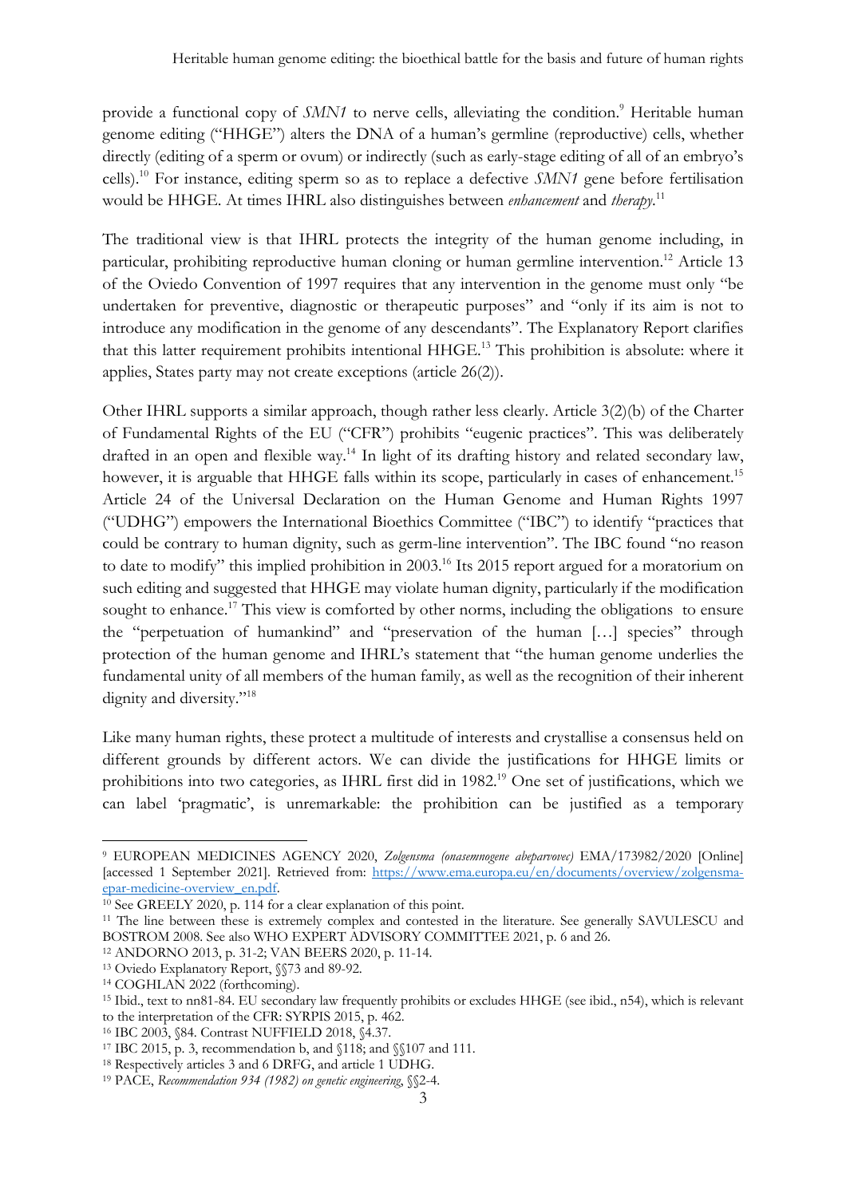provide a functional copy of *SMN1* to nerve cells, alleviating the condition.[9] Heritable human genome editing ("HHGE") alters the DNA of a human's germline (reproductive) cells, whether directly (editing of a sperm or ovum) or indirectly (such as early-stage editing of all of an embryo's cells).[10] For instance, editing sperm so as to replace a defective *SMN1* gene before fertilisation would be HHGE. At times IHRL also distinguishes between *enhancement* and *therapy*.[11]

The traditional view is that IHRL protects the integrity of the human genome including, in particular, prohibiting reproductive human cloning or human germline intervention.[12] Article 13 of the Oviedo Convention of 1997 requires that any intervention in the genome must only "be undertaken for preventive, diagnostic or therapeutic purposes" and "only if its aim is not to introduce any modification in the genome of any descendants". The Explanatory Report clarifies that this latter requirement prohibits intentional HHGE.[13] This prohibition is absolute: where it applies, States party may not create exceptions (article 26(2)).

Other IHRL supports a similar approach, though rather less clearly. Article 3(2)(b) of the Charter of Fundamental Rights of the EU ("CFR") prohibits "eugenic practices". This was deliberately drafted in an open and flexible way.[14] In light of its drafting history and related secondary law, however, it is arguable that HHGE falls within its scope, particularly in cases of enhancement.[15] Article 24 of the Universal Declaration on the Human Genome and Human Rights 1997 ("UDHG") empowers the International Bioethics Committee ("IBC") to identify "practices that could be contrary to human dignity, such as germ-line intervention". The IBC found "no reason to date to modify" this implied prohibition in 2003.[16] Its 2015 report argued for a moratorium on such editing and suggested that HHGE may violate human dignity, particularly if the modification sought to enhance.[17] This view is comforted by other norms, including the obligations to ensure the "perpetuation of humankind" and "preservation of the human […] species" through protection of the human genome and IHRL's statement that "the human genome underlies the fundamental unity of all members of the human family, as well as the recognition of their inherent dignity and diversity."[18]

Like many human rights, these protect a multitude of interests and crystallise a consensus held on different grounds by different actors. We can divide the justifications for HHGE limits or prohibitions into two categories, as IHRL first did in 1982.[19] One set of justifications, which we can label 'pragmatic', is unremarkable: the prohibition can be justified as a temporary

---

[9] EUROPEAN MEDICINES AGENCY 2020, *Zolgensma (onasemnogene abeparvovec)* EMA/173982/2020 [Online] [accessed 1 September 2021]. Retrieved from: https://www.ema.europa.eu/en/documents/overview/zolgensma-epar-medicine-overview_en.pdf.

[10] See GREELY 2020, p. 114 for a clear explanation of this point.

[11] The line between these is extremely complex and contested in the literature. See generally SAVULESCU and BOSTROM 2008. See also WHO EXPERT ADVISORY COMMITTEE 2021, p. 6 and 26.

[12] ANDORNO 2013, p. 31-2; VAN BEERS 2020, p. 11-14.

[13] Oviedo Explanatory Report, §§73 and 89-92.

[14] COGHLAN 2022 (forthcoming).

[15] Ibid., text to nn81-84. EU secondary law frequently prohibits or excludes HHGE (see ibid., n54), which is relevant to the interpretation of the CFR: SYRPIS 2015, p. 462.

[16] IBC 2003, §84. Contrast NUFFIELD 2018, §4.37.

[17] IBC 2015, p. 3, recommendation b, and §118; and §§107 and 111.

[18] Respectively articles 3 and 6 DRFG, and article 1 UDHG.

[19] PACE, *Recommendation 934 (1982) on genetic engineering*, §§2-4.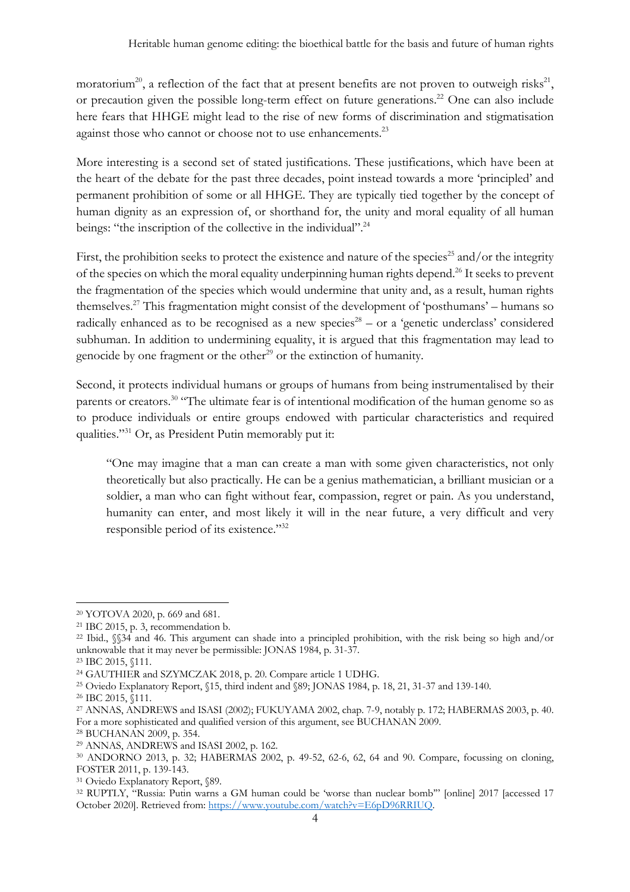moratorium[20], a reflection of the fact that at present benefits are not proven to outweigh risks[21], or precaution given the possible long-term effect on future generations.[22] One can also include here fears that HHGE might lead to the rise of new forms of discrimination and stigmatisation against those who cannot or choose not to use enhancements.[23]

More interesting is a second set of stated justifications. These justifications, which have been at the heart of the debate for the past three decades, point instead towards a more 'principled' and permanent prohibition of some or all HHGE. They are typically tied together by the concept of human dignity as an expression of, or shorthand for, the unity and moral equality of all human beings: "the inscription of the collective in the individual".[24]

First, the prohibition seeks to protect the existence and nature of the species[25] and/or the integrity of the species on which the moral equality underpinning human rights depend.[26] It seeks to prevent the fragmentation of the species which would undermine that unity and, as a result, human rights themselves.[27] This fragmentation might consist of the development of 'posthumans' – humans so radically enhanced as to be recognised as a new species[28] – or a 'genetic underclass' considered subhuman. In addition to undermining equality, it is argued that this fragmentation may lead to genocide by one fragment or the other[29] or the extinction of humanity.

Second, it protects individual humans or groups of humans from being instrumentalised by their parents or creators.[30] "The ultimate fear is of intentional modification of the human genome so as to produce individuals or entire groups endowed with particular characteristics and required qualities."[31] Or, as President Putin memorably put it:

> "One may imagine that a man can create a man with some given characteristics, not only theoretically but also practically. He can be a genius mathematician, a brilliant musician or a soldier, a man who can fight without fear, compassion, regret or pain. As you understand, humanity can enter, and most likely it will in the near future, a very difficult and very responsible period of its existence."[32]

---

[20] YOTOVA 2020, p. 669 and 681.

[21] IBC 2015, p. 3, recommendation b.

[22] Ibid., §§34 and 46. This argument can shade into a principled prohibition, with the risk being so high and/or unknowable that it may never be permissible: JONAS 1984, p. 31-37.

[23] IBC 2015, §111.

[24] GAUTHIER and SZYMCZAK 2018, p. 20. Compare article 1 UDHG.

[25] Oviedo Explanatory Report, §15, third indent and §89; JONAS 1984, p. 18, 21, 31-37 and 139-140.

[26] IBC 2015, §111.

[27] ANNAS, ANDREWS and ISASI (2002); FUKUYAMA 2002, chap. 7-9, notably p. 172; HABERMAS 2003, p. 40. For a more sophisticated and qualified version of this argument, see BUCHANAN 2009.

[28] BUCHANAN 2009, p. 354.

[29] ANNAS, ANDREWS and ISASI 2002, p. 162.

[30] ANDORNO 2013, p. 32; HABERMAS 2002, p. 49-52, 62-6, 62, 64 and 90. Compare, focussing on cloning, FOSTER 2011, p. 139-143.

[31] Oviedo Explanatory Report, §89.

[32] RUPTLY, "Russia: Putin warns a GM human could be 'worse than nuclear bomb'" [online] 2017 [accessed 17 October 2020]. Retrieved from: https://www.youtube.com/watch?v=E6pD96RRIUQ.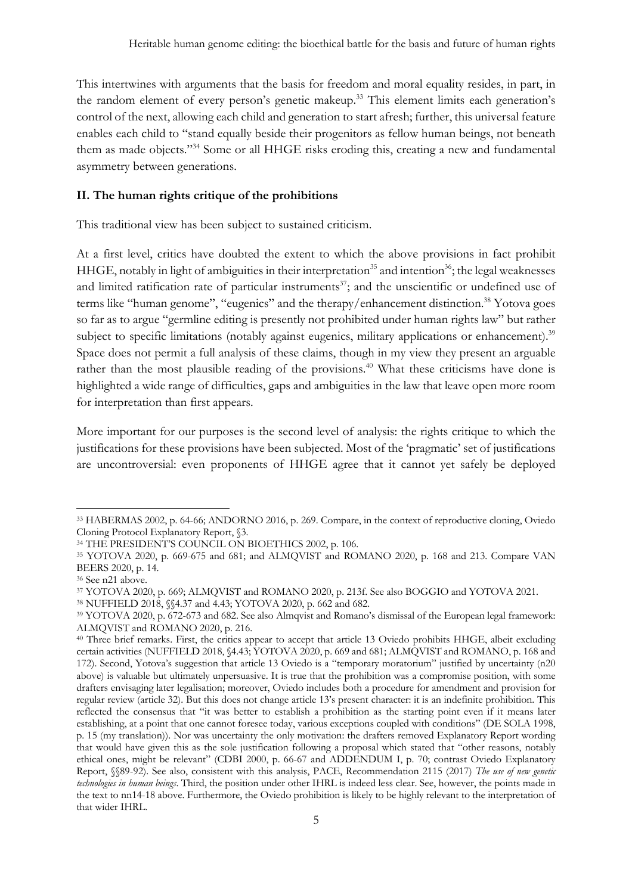This intertwines with arguments that the basis for freedom and moral equality resides, in part, in the random element of every person's genetic makeup.[33] This element limits each generation's control of the next, allowing each child and generation to start afresh; further, this universal feature enables each child to "stand equally beside their progenitors as fellow human beings, not beneath them as made objects."[34] Some or all HHGE risks eroding this, creating a new and fundamental asymmetry between generations.

## II. The human rights critique of the prohibitions

This traditional view has been subject to sustained criticism.

At a first level, critics have doubted the extent to which the above provisions in fact prohibit HHGE, notably in light of ambiguities in their interpretation[35] and intention[36]; the legal weaknesses and limited ratification rate of particular instruments[37]; and the unscientific or undefined use of terms like "human genome", "eugenics" and the therapy/enhancement distinction.[38] Yotova goes so far as to argue "germline editing is presently not prohibited under human rights law" but rather subject to specific limitations (notably against eugenics, military applications or enhancement).[39] Space does not permit a full analysis of these claims, though in my view they present an arguable rather than the most plausible reading of the provisions.[40] What these criticisms have done is highlighted a wide range of difficulties, gaps and ambiguities in the law that leave open more room for interpretation than first appears.

More important for our purposes is the second level of analysis: the rights critique to which the justifications for these provisions have been subjected. Most of the 'pragmatic' set of justifications are uncontroversial: even proponents of HHGE agree that it cannot yet safely be deployed

---

[33] HABERMAS 2002, p. 64-66; ANDORNO 2016, p. 269. Compare, in the context of reproductive cloning, Oviedo Cloning Protocol Explanatory Report, §3.

[34] THE PRESIDENT'S COUNCIL ON BIOETHICS 2002, p. 106.

[35] YOTOVA 2020, p. 669-675 and 681; and ALMQVIST and ROMANO 2020, p. 168 and 213. Compare VAN BEERS 2020, p. 14.

[36] See n21 above.

[37] YOTOVA 2020, p. 669; ALMQVIST and ROMANO 2020, p. 213f. See also BOGGIO and YOTOVA 2021.

[38] NUFFIELD 2018, §§4.37 and 4.43; YOTOVA 2020, p. 662 and 682.

[39] YOTOVA 2020, p. 672-673 and 682. See also Almqvist and Romano's dismissal of the European legal framework: ALMQVIST and ROMANO 2020, p. 216.

[40] Three brief remarks. First, the critics appear to accept that article 13 Oviedo prohibits HHGE, albeit excluding certain activities (NUFFIELD 2018, §4.43; YOTOVA 2020, p. 669 and 681; ALMQVIST and ROMANO, p. 168 and 172). Second, Yotova's suggestion that article 13 Oviedo is a "temporary moratorium" justified by uncertainty (n20 above) is valuable but ultimately unpersuasive. It is true that the prohibition was a compromise position, with some drafters envisaging later legalisation; moreover, Oviedo includes both a procedure for amendment and provision for regular review (article 32). But this does not change article 13's present character: it is an indefinite prohibition. This reflected the consensus that "it was better to establish a prohibition as the starting point even if it means later establishing, at a point that one cannot foresee today, various exceptions coupled with conditions" (DE SOLA 1998, p. 15 (my translation)). Nor was uncertainty the only motivation: the drafters removed Explanatory Report wording that would have given this as the sole justification following a proposal which stated that "other reasons, notably ethical ones, might be relevant" (CDBI 2000, p. 66-67 and ADDENDUM I, p. 70; contrast Oviedo Explanatory Report, §§89-92). See also, consistent with this analysis, PACE, Recommendation 2115 (2017) *The use of new genetic technologies in human beings*. Third, the position under other IHRL is indeed less clear. See, however, the points made in the text to nn14-18 above. Furthermore, the Oviedo prohibition is likely to be highly relevant to the interpretation of that wider IHRL.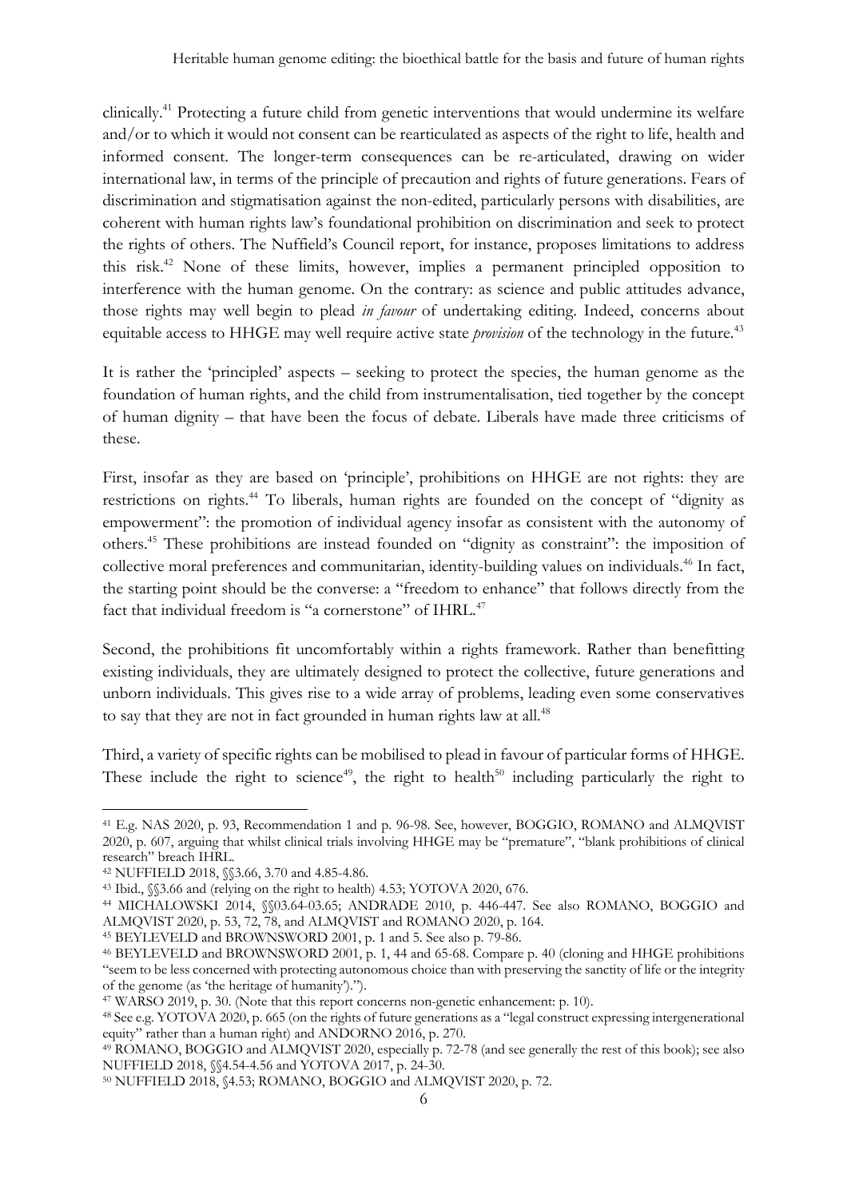clinically.[41] Protecting a future child from genetic interventions that would undermine its welfare and/or to which it would not consent can be rearticulated as aspects of the right to life, health and informed consent. The longer-term consequences can be re-articulated, drawing on wider international law, in terms of the principle of precaution and rights of future generations. Fears of discrimination and stigmatisation against the non-edited, particularly persons with disabilities, are coherent with human rights law's foundational prohibition on discrimination and seek to protect the rights of others. The Nuffield's Council report, for instance, proposes limitations to address this risk.[42] None of these limits, however, implies a permanent principled opposition to interference with the human genome. On the contrary: as science and public attitudes advance, those rights may well begin to plead *in favour* of undertaking editing. Indeed, concerns about equitable access to HHGE may well require active state *provision* of the technology in the future.[43]

It is rather the 'principled' aspects – seeking to protect the species, the human genome as the foundation of human rights, and the child from instrumentalisation, tied together by the concept of human dignity – that have been the focus of debate. Liberals have made three criticisms of these.

First, insofar as they are based on 'principle', prohibitions on HHGE are not rights: they are restrictions on rights.[44] To liberals, human rights are founded on the concept of "dignity as empowerment": the promotion of individual agency insofar as consistent with the autonomy of others.[45] These prohibitions are instead founded on "dignity as constraint": the imposition of collective moral preferences and communitarian, identity-building values on individuals.[46] In fact, the starting point should be the converse: a "freedom to enhance" that follows directly from the fact that individual freedom is "a cornerstone" of IHRL.[47]

Second, the prohibitions fit uncomfortably within a rights framework. Rather than benefitting existing individuals, they are ultimately designed to protect the collective, future generations and unborn individuals. This gives rise to a wide array of problems, leading even some conservatives to say that they are not in fact grounded in human rights law at all.[48]

Third, a variety of specific rights can be mobilised to plead in favour of particular forms of HHGE. These include the right to science[49], the right to health[50] including particularly the right to

---

[41] E.g. NAS 2020, p. 93, Recommendation 1 and p. 96-98. See, however, BOGGIO, ROMANO and ALMQVIST 2020, p. 607, arguing that whilst clinical trials involving HHGE may be "premature", "blank prohibitions of clinical research" breach IHRL.

[42] NUFFIELD 2018, §§3.66, 3.70 and 4.85-4.86.

[43] Ibid., §§3.66 and (relying on the right to health) 4.53; YOTOVA 2020, 676.

[44] MICHALOWSKI 2014, §§03.64-03.65; ANDRADE 2010, p. 446-447. See also ROMANO, BOGGIO and ALMQVIST 2020, p. 53, 72, 78, and ALMQVIST and ROMANO 2020, p. 164.

[45] BEYLEVELD and BROWNSWORD 2001, p. 1 and 5. See also p. 79-86.

[46] BEYLEVELD and BROWNSWORD 2001, p. 1, 44 and 65-68. Compare p. 40 (cloning and HHGE prohibitions "seem to be less concerned with protecting autonomous choice than with preserving the sanctity of life or the integrity of the genome (as 'the heritage of humanity').").

[47] WARSO 2019, p. 30. (Note that this report concerns non-genetic enhancement: p. 10).

[48] See e.g. YOTOVA 2020, p. 665 (on the rights of future generations as a "legal construct expressing intergenerational equity" rather than a human right) and ANDORNO 2016, p. 270.

[49] ROMANO, BOGGIO and ALMQVIST 2020, especially p. 72-78 (and see generally the rest of this book); see also NUFFIELD 2018, §§4.54-4.56 and YOTOVA 2017, p. 24-30.

[50] NUFFIELD 2018, §4.53; ROMANO, BOGGIO and ALMQVIST 2020, p. 72.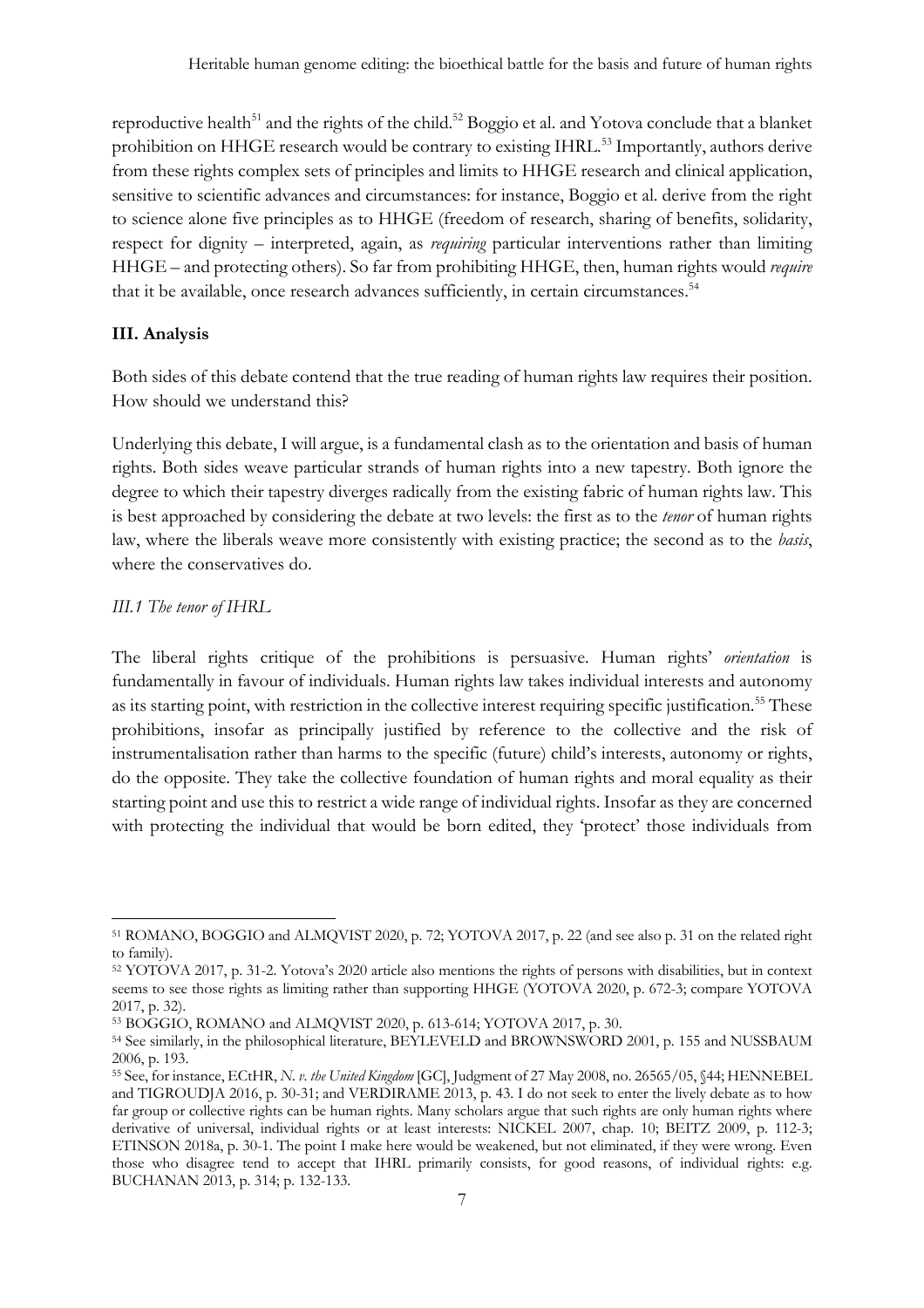reproductive health[51] and the rights of the child.[52] Boggio et al. and Yotova conclude that a blanket prohibition on HHGE research would be contrary to existing IHRL.[53] Importantly, authors derive from these rights complex sets of principles and limits to HHGE research and clinical application, sensitive to scientific advances and circumstances: for instance, Boggio et al. derive from the right to science alone five principles as to HHGE (freedom of research, sharing of benefits, solidarity, respect for dignity – interpreted, again, as *requiring* particular interventions rather than limiting HHGE – and protecting others). So far from prohibiting HHGE, then, human rights would *require* that it be available, once research advances sufficiently, in certain circumstances.[54]

**III. Analysis**

Both sides of this debate contend that the true reading of human rights law requires their position. How should we understand this?

Underlying this debate, I will argue, is a fundamental clash as to the orientation and basis of human rights. Both sides weave particular strands of human rights into a new tapestry. Both ignore the degree to which their tapestry diverges radically from the existing fabric of human rights law. This is best approached by considering the debate at two levels: the first as to the *tenor* of human rights law, where the liberals weave more consistently with existing practice; the second as to the *basis*, where the conservatives do.

*III.1 The tenor of IHRL*

The liberal rights critique of the prohibitions is persuasive. Human rights' *orientation* is fundamentally in favour of individuals. Human rights law takes individual interests and autonomy as its starting point, with restriction in the collective interest requiring specific justification.[55] These prohibitions, insofar as principally justified by reference to the collective and the risk of instrumentalisation rather than harms to the specific (future) child's interests, autonomy or rights, do the opposite. They take the collective foundation of human rights and moral equality as their starting point and use this to restrict a wide range of individual rights. Insofar as they are concerned with protecting the individual that would be born edited, they 'protect' those individuals from

---

[51] ROMANO, BOGGIO and ALMQVIST 2020, p. 72; YOTOVA 2017, p. 22 (and see also p. 31 on the related right to family).

[52] YOTOVA 2017, p. 31-2. Yotova's 2020 article also mentions the rights of persons with disabilities, but in context seems to see those rights as limiting rather than supporting HHGE (YOTOVA 2020, p. 672-3; compare YOTOVA 2017, p. 32).

[53] BOGGIO, ROMANO and ALMQVIST 2020, p. 613-614; YOTOVA 2017, p. 30.

[54] See similarly, in the philosophical literature, BEYLEVELD and BROWNSWORD 2001, p. 155 and NUSSBAUM 2006, p. 193.

[55] See, for instance, ECtHR, *N. v. the United Kingdom* [GC], Judgment of 27 May 2008, no. 26565/05, §44; HENNEBEL and TIGROUDJA 2016, p. 30-31; and VERDIRAME 2013, p. 43. I do not seek to enter the lively debate as to how far group or collective rights can be human rights. Many scholars argue that such rights are only human rights where derivative of universal, individual rights or at least interests: NICKEL 2007, chap. 10; BEITZ 2009, p. 112-3; ETINSON 2018a, p. 30-1. The point I make here would be weakened, but not eliminated, if they were wrong. Even those who disagree tend to accept that IHRL primarily consists, for good reasons, of individual rights: e.g. BUCHANAN 2013, p. 314; p. 132-133.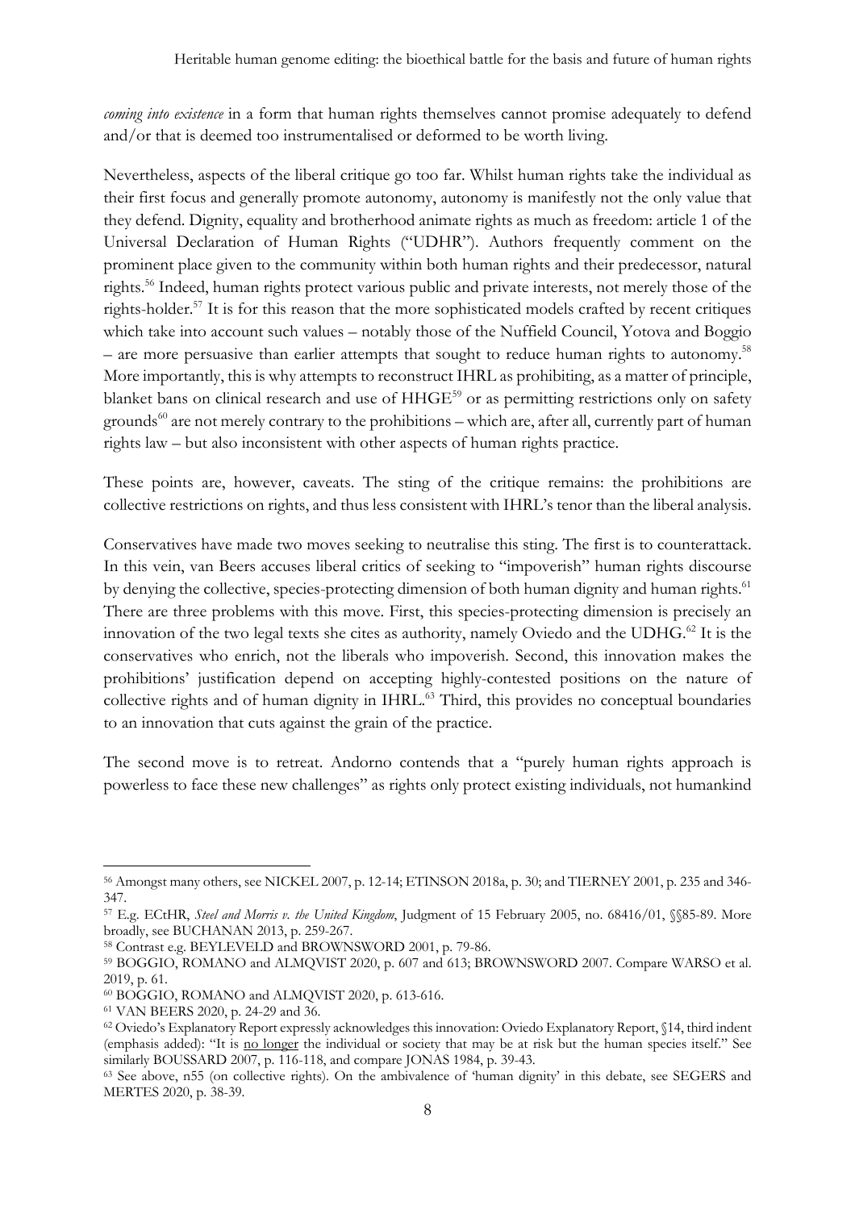*coming into existence* in a form that human rights themselves cannot promise adequately to defend and/or that is deemed too instrumentalised or deformed to be worth living.

Nevertheless, aspects of the liberal critique go too far. Whilst human rights take the individual as their first focus and generally promote autonomy, autonomy is manifestly not the only value that they defend. Dignity, equality and brotherhood animate rights as much as freedom: article 1 of the Universal Declaration of Human Rights ("UDHR"). Authors frequently comment on the prominent place given to the community within both human rights and their predecessor, natural rights.[56] Indeed, human rights protect various public and private interests, not merely those of the rights-holder.[57] It is for this reason that the more sophisticated models crafted by recent critiques which take into account such values – notably those of the Nuffield Council, Yotova and Boggio – are more persuasive than earlier attempts that sought to reduce human rights to autonomy.[58] More importantly, this is why attempts to reconstruct IHRL as prohibiting, as a matter of principle, blanket bans on clinical research and use of HHGE[59] or as permitting restrictions only on safety grounds[60] are not merely contrary to the prohibitions – which are, after all, currently part of human rights law – but also inconsistent with other aspects of human rights practice.

These points are, however, caveats. The sting of the critique remains: the prohibitions are collective restrictions on rights, and thus less consistent with IHRL's tenor than the liberal analysis.

Conservatives have made two moves seeking to neutralise this sting. The first is to counterattack. In this vein, van Beers accuses liberal critics of seeking to "impoverish" human rights discourse by denying the collective, species-protecting dimension of both human dignity and human rights.[61] There are three problems with this move. First, this species-protecting dimension is precisely an innovation of the two legal texts she cites as authority, namely Oviedo and the UDHG.[62] It is the conservatives who enrich, not the liberals who impoverish. Second, this innovation makes the prohibitions' justification depend on accepting highly-contested positions on the nature of collective rights and of human dignity in IHRL.[63] Third, this provides no conceptual boundaries to an innovation that cuts against the grain of the practice.

The second move is to retreat. Andorno contends that a "purely human rights approach is powerless to face these new challenges" as rights only protect existing individuals, not humankind

---

[56] Amongst many others, see NICKEL 2007, p. 12-14; ETINSON 2018a, p. 30; and TIERNEY 2001, p. 235 and 346-347.

[57] E.g. ECtHR, *Steel and Morris v. the United Kingdom*, Judgment of 15 February 2005, no. 68416/01, §§85-89. More broadly, see BUCHANAN 2013, p. 259-267.

[58] Contrast e.g. BEYLEVELD and BROWNSWORD 2001, p. 79-86.

[59] BOGGIO, ROMANO and ALMQVIST 2020, p. 607 and 613; BROWNSWORD 2007. Compare WARSO et al. 2019, p. 61.

[60] BOGGIO, ROMANO and ALMQVIST 2020, p. 613-616.

[61] VAN BEERS 2020, p. 24-29 and 36.

[62] Oviedo's Explanatory Report expressly acknowledges this innovation: Oviedo Explanatory Report, §14, third indent (emphasis added): "It is <u>no longer</u> the individual or society that may be at risk but the human species itself." See similarly BOUSSARD 2007, p. 116-118, and compare JONAS 1984, p. 39-43.

[63] See above, n55 (on collective rights). On the ambivalence of 'human dignity' in this debate, see SEGERS and MERTES 2020, p. 38-39.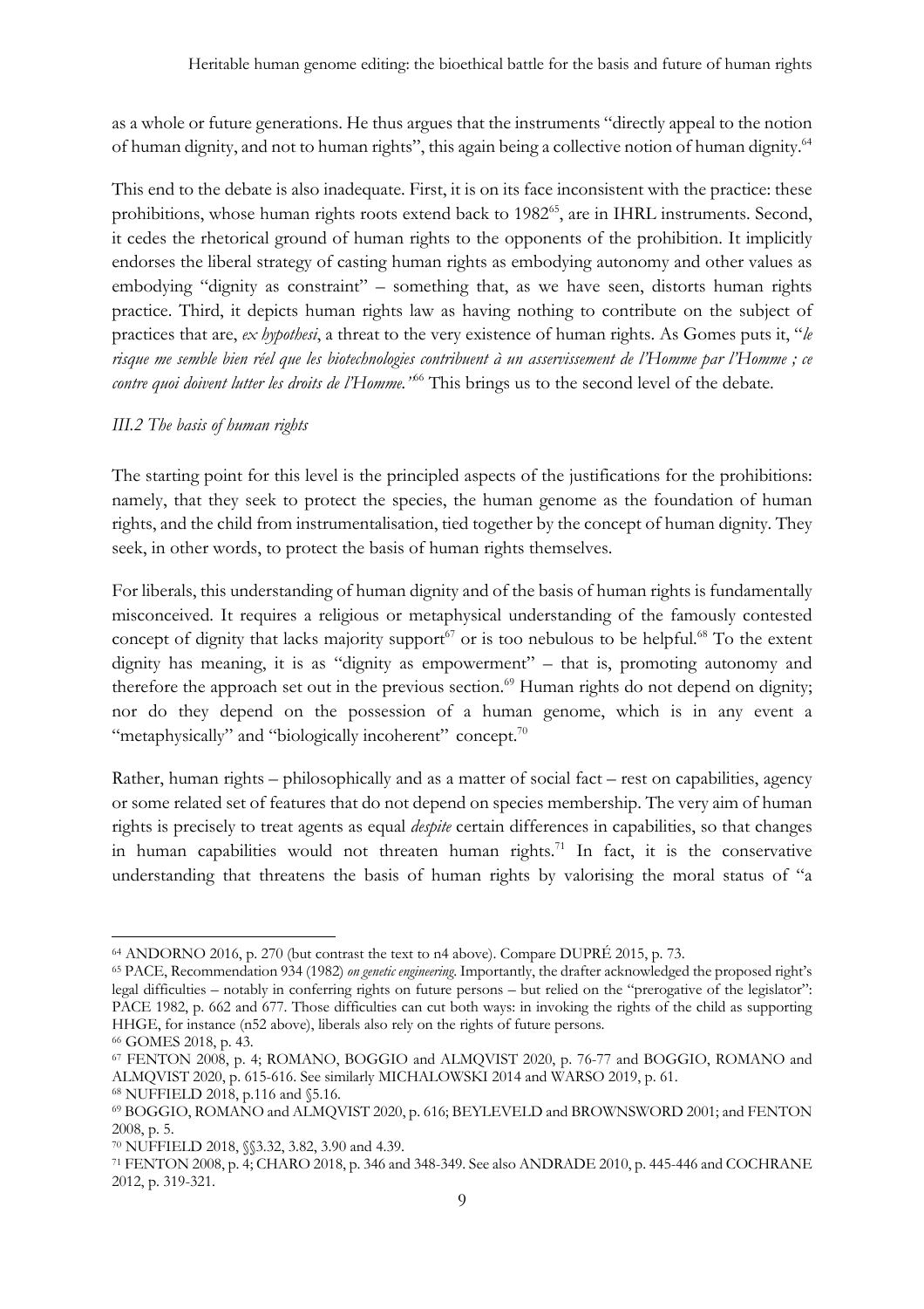as a whole or future generations. He thus argues that the instruments "directly appeal to the notion of human dignity, and not to human rights", this again being a collective notion of human dignity.[64]

This end to the debate is also inadequate. First, it is on its face inconsistent with the practice: these prohibitions, whose human rights roots extend back to 1982[65], are in IHRL instruments. Second, it cedes the rhetorical ground of human rights to the opponents of the prohibition. It implicitly endorses the liberal strategy of casting human rights as embodying autonomy and other values as embodying "dignity as constraint" – something that, as we have seen, distorts human rights practice. Third, it depicts human rights law as having nothing to contribute on the subject of practices that are, *ex hypothesi*, a threat to the very existence of human rights. As Gomes puts it, "*le risque me semble bien réel que les biotechnologies contribuent à un asservissement de l'Homme par l'Homme ; ce contre quoi doivent lutter les droits de l'Homme.*"[66] This brings us to the second level of the debate.

### *III.2 The basis of human rights*

The starting point for this level is the principled aspects of the justifications for the prohibitions: namely, that they seek to protect the species, the human genome as the foundation of human rights, and the child from instrumentalisation, tied together by the concept of human dignity. They seek, in other words, to protect the basis of human rights themselves.

For liberals, this understanding of human dignity and of the basis of human rights is fundamentally misconceived. It requires a religious or metaphysical understanding of the famously contested concept of dignity that lacks majority support[67] or is too nebulous to be helpful.[68] To the extent dignity has meaning, it is as "dignity as empowerment" – that is, promoting autonomy and therefore the approach set out in the previous section.[69] Human rights do not depend on dignity; nor do they depend on the possession of a human genome, which is in any event a "metaphysically" and "biologically incoherent" concept.[70]

Rather, human rights – philosophically and as a matter of social fact – rest on capabilities, agency or some related set of features that do not depend on species membership. The very aim of human rights is precisely to treat agents as equal *despite* certain differences in capabilities, so that changes in human capabilities would not threaten human rights.[71] In fact, it is the conservative understanding that threatens the basis of human rights by valorising the moral status of "a

---

[64] ANDORNO 2016, p. 270 (but contrast the text to n4 above). Compare DUPRÉ 2015, p. 73.

[65] PACE, Recommendation 934 (1982) *on genetic engineering*. Importantly, the drafter acknowledged the proposed right's legal difficulties – notably in conferring rights on future persons – but relied on the "prerogative of the legislator": PACE 1982, p. 662 and 677. Those difficulties can cut both ways: in invoking the rights of the child as supporting HHGE, for instance (n52 above), liberals also rely on the rights of future persons.

[66] GOMES 2018, p. 43.

[67] FENTON 2008, p. 4; ROMANO, BOGGIO and ALMQVIST 2020, p. 76-77 and BOGGIO, ROMANO and ALMQVIST 2020, p. 615-616. See similarly MICHALOWSKI 2014 and WARSO 2019, p. 61.

[68] NUFFIELD 2018, p.116 and §5.16.

[69] BOGGIO, ROMANO and ALMQVIST 2020, p. 616; BEYLEVELD and BROWNSWORD 2001; and FENTON 2008, p. 5.

[70] NUFFIELD 2018, §§3.32, 3.82, 3.90 and 4.39.

[71] FENTON 2008, p. 4; CHARO 2018, p. 346 and 348-349. See also ANDRADE 2010, p. 445-446 and COCHRANE 2012, p. 319-321.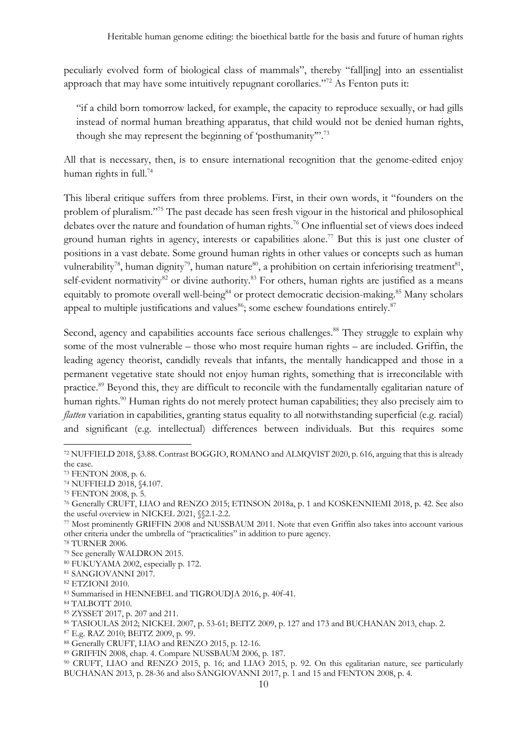peculiarly evolved form of biological class of mammals", thereby "fall[ing] into an essentialist approach that may have some intuitively repugnant corollaries."[72] As Fenton puts it:

> "if a child born tomorrow lacked, for example, the capacity to reproduce sexually, or had gills instead of normal human breathing apparatus, that child would not be denied human rights, though she may represent the beginning of 'posthumanity'".[73]

All that is necessary, then, is to ensure international recognition that the genome-edited enjoy human rights in full.[74]

This liberal critique suffers from three problems. First, in their own words, it "founders on the problem of pluralism."[75] The past decade has seen fresh vigour in the historical and philosophical debates over the nature and foundation of human rights.[76] One influential set of views does indeed ground human rights in agency, interests or capabilities alone.[77] But this is just one cluster of positions in a vast debate. Some ground human rights in other values or concepts such as human vulnerability[78], human dignity[79], human nature[80], a prohibition on certain inferiorising treatment[81], self-evident normativity[82] or divine authority.[83] For others, human rights are justified as a means equitably to promote overall well-being[84] or protect democratic decision-making.[85] Many scholars appeal to multiple justifications and values[86]; some eschew foundations entirely.[87]

Second, agency and capabilities accounts face serious challenges.[88] They struggle to explain why some of the most vulnerable – those who most require human rights – are included. Griffin, the leading agency theorist, candidly reveals that infants, the mentally handicapped and those in a permanent vegetative state should not enjoy human rights, something that is irreconcilable with practice.[89] Beyond this, they are difficult to reconcile with the fundamentally egalitarian nature of human rights.[90] Human rights do not merely protect human capabilities; they also precisely aim to *flatten* variation in capabilities, granting status equality to all notwithstanding superficial (e.g. racial) and significant (e.g. intellectual) differences between individuals. But this requires some

---

[72] NUFFIELD 2018, §3.88. Contrast BOGGIO, ROMANO and ALMQVIST 2020, p. 616, arguing that this is already the case.

[73] FENTON 2008, p. 6.

[74] NUFFIELD 2018, §4.107.

[75] FENTON 2008, p. 5.

[76] Generally CRUFT, LIAO and RENZO 2015; ETINSON 2018a, p. 1 and KOSKENNIEMI 2018, p. 42. See also the useful overview in NICKEL 2021, §§2.1-2.2.

[77] Most prominently GRIFFIN 2008 and NUSSBAUM 2011. Note that even Griffin also takes into account various other criteria under the umbrella of "practicalities" in addition to pure agency.

[78] TURNER 2006.

[79] See generally WALDRON 2015.

[80] FUKUYAMA 2002, especially p. 172.

[81] SANGIOVANNI 2017.

[82] ETZIONI 2010.

[83] Summarised in HENNEBEL and TIGROUDJA 2016, p. 40f-41.

[84] TALBOTT 2010.

[85] ZYSSET 2017, p. 207 and 211.

[86] TASIOULAS 2012; NICKEL 2007, p. 53-61; BEITZ 2009, p. 127 and 173 and BUCHANAN 2013, chap. 2.

[87] E.g. RAZ 2010; BEITZ 2009, p. 99.

[88] Generally CRUFT, LIAO and RENZO 2015, p. 12-16.

[89] GRIFFIN 2008, chap. 4. Compare NUSSBAUM 2006, p. 187.

[90] CRUFT, LIAO and RENZO 2015, p. 16; and LIAO 2015, p. 92. On this egalitarian nature, see particularly BUCHANAN 2013, p. 28-36 and also SANGIOVANNI 2017, p. 1 and 15 and FENTON 2008, p. 4.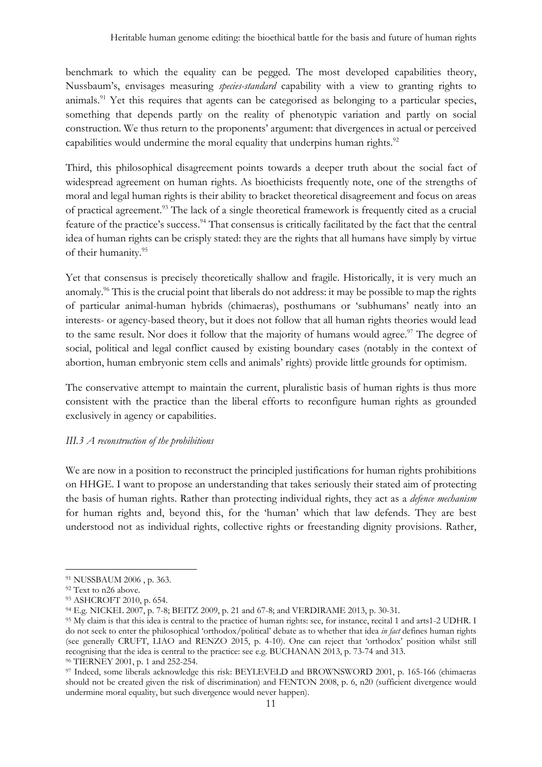benchmark to which the equality can be pegged. The most developed capabilities theory, Nussbaum's, envisages measuring *species-standard* capability with a view to granting rights to animals.[91] Yet this requires that agents can be categorised as belonging to a particular species, something that depends partly on the reality of phenotypic variation and partly on social construction. We thus return to the proponents' argument: that divergences in actual or perceived capabilities would undermine the moral equality that underpins human rights.[92]

Third, this philosophical disagreement points towards a deeper truth about the social fact of widespread agreement on human rights. As bioethicists frequently note, one of the strengths of moral and legal human rights is their ability to bracket theoretical disagreement and focus on areas of practical agreement.[93] The lack of a single theoretical framework is frequently cited as a crucial feature of the practice's success.[94] That consensus is critically facilitated by the fact that the central idea of human rights can be crisply stated: they are the rights that all humans have simply by virtue of their humanity.[95]

Yet that consensus is precisely theoretically shallow and fragile. Historically, it is very much an anomaly.[96] This is the crucial point that liberals do not address: it may be possible to map the rights of particular animal-human hybrids (chimaeras), posthumans or 'subhumans' neatly into an interests- or agency-based theory, but it does not follow that all human rights theories would lead to the same result. Nor does it follow that the majority of humans would agree.[97] The degree of social, political and legal conflict caused by existing boundary cases (notably in the context of abortion, human embryonic stem cells and animals' rights) provide little grounds for optimism.

The conservative attempt to maintain the current, pluralistic basis of human rights is thus more consistent with the practice than the liberal efforts to reconfigure human rights as grounded exclusively in agency or capabilities.

### *III.3 A reconstruction of the prohibitions*

We are now in a position to reconstruct the principled justifications for human rights prohibitions on HHGE. I want to propose an understanding that takes seriously their stated aim of protecting the basis of human rights. Rather than protecting individual rights, they act as a *defence mechanism* for human rights and, beyond this, for the 'human' which that law defends. They are best understood not as individual rights, collective rights or freestanding dignity provisions. Rather,

---

[91] NUSSBAUM 2006 , p. 363.

[92] Text to n26 above.

[93] ASHCROFT 2010, p. 654.

[94] E.g. NICKEL 2007, p. 7-8; BEITZ 2009, p. 21 and 67-8; and VERDIRAME 2013, p. 30-31.

[95] My claim is that this idea is central to the practice of human rights: see, for instance, recital 1 and arts1-2 UDHR. I do not seek to enter the philosophical 'orthodox/political' debate as to whether that idea *in fact* defines human rights (see generally CRUFT, LIAO and RENZO 2015, p. 4-10). One can reject that 'orthodox' position whilst still recognising that the idea is central to the practice: see e.g. BUCHANAN 2013, p. 73-74 and 313.

[96] TIERNEY 2001, p. 1 and 252-254.

[97] Indeed, some liberals acknowledge this risk: BEYLEVELD and BROWNSWORD 2001, p. 165-166 (chimaeras should not be created given the risk of discrimination) and FENTON 2008, p. 6, n20 (sufficient divergence would undermine moral equality, but such divergence would never happen).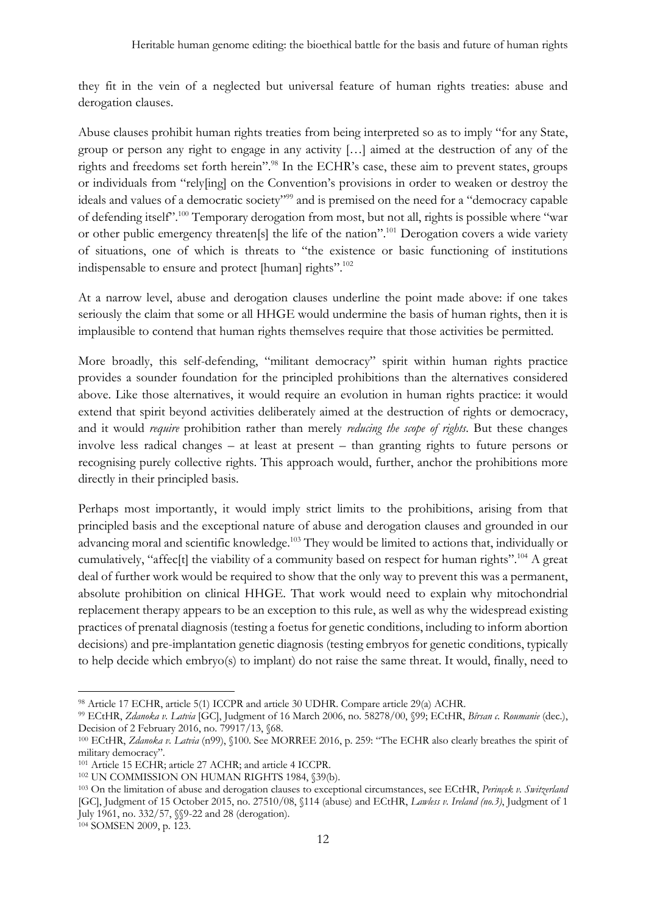they fit in the vein of a neglected but universal feature of human rights treaties: abuse and derogation clauses.

Abuse clauses prohibit human rights treaties from being interpreted so as to imply "for any State, group or person any right to engage in any activity […] aimed at the destruction of any of the rights and freedoms set forth herein".[98] In the ECHR's case, these aim to prevent states, groups or individuals from "rely[ing] on the Convention's provisions in order to weaken or destroy the ideals and values of a democratic society"[99] and is premised on the need for a "democracy capable of defending itself".[100] Temporary derogation from most, but not all, rights is possible where "war or other public emergency threaten[s] the life of the nation".[101] Derogation covers a wide variety of situations, one of which is threats to "the existence or basic functioning of institutions indispensable to ensure and protect [human] rights".[102]

At a narrow level, abuse and derogation clauses underline the point made above: if one takes seriously the claim that some or all HHGE would undermine the basis of human rights, then it is implausible to contend that human rights themselves require that those activities be permitted.

More broadly, this self-defending, "militant democracy" spirit within human rights practice provides a sounder foundation for the principled prohibitions than the alternatives considered above. Like those alternatives, it would require an evolution in human rights practice: it would extend that spirit beyond activities deliberately aimed at the destruction of rights or democracy, and it would *require* prohibition rather than merely *reducing the scope of rights*. But these changes involve less radical changes – at least at present – than granting rights to future persons or recognising purely collective rights. This approach would, further, anchor the prohibitions more directly in their principled basis.

Perhaps most importantly, it would imply strict limits to the prohibitions, arising from that principled basis and the exceptional nature of abuse and derogation clauses and grounded in our advancing moral and scientific knowledge.[103] They would be limited to actions that, individually or cumulatively, "affec[t] the viability of a community based on respect for human rights".[104] A great deal of further work would be required to show that the only way to prevent this was a permanent, absolute prohibition on clinical HHGE. That work would need to explain why mitochondrial replacement therapy appears to be an exception to this rule, as well as why the widespread existing practices of prenatal diagnosis (testing a foetus for genetic conditions, including to inform abortion decisions) and pre-implantation genetic diagnosis (testing embryos for genetic conditions, typically to help decide which embryo(s) to implant) do not raise the same threat. It would, finally, need to

---

[98] Article 17 ECHR, article 5(1) ICCPR and article 30 UDHR. Compare article 29(a) ACHR.

[99] ECtHR, *Zdanoka v. Latvia* [GC], Judgment of 16 March 2006, no. 58278/00, §99; ECtHR, *Bîrsan c. Roumanie* (dec.), Decision of 2 February 2016, no. 79917/13, §68.

[100] ECtHR, *Zdanoka v. Latvia* (n99), §100. See MORREE 2016, p. 259: "The ECHR also clearly breathes the spirit of military democracy".

[101] Article 15 ECHR; article 27 ACHR; and article 4 ICCPR.

[102] UN COMMISSION ON HUMAN RIGHTS 1984, §39(b).

[103] On the limitation of abuse and derogation clauses to exceptional circumstances, see ECtHR, *Perinçek v. Switzerland* [GC], Judgment of 15 October 2015, no. 27510/08, §114 (abuse) and ECtHR, *Lawless v. Ireland (no.3)*, Judgment of 1 July 1961, no. 332/57, §§9-22 and 28 (derogation).

[104] SOMSEN 2009, p. 123.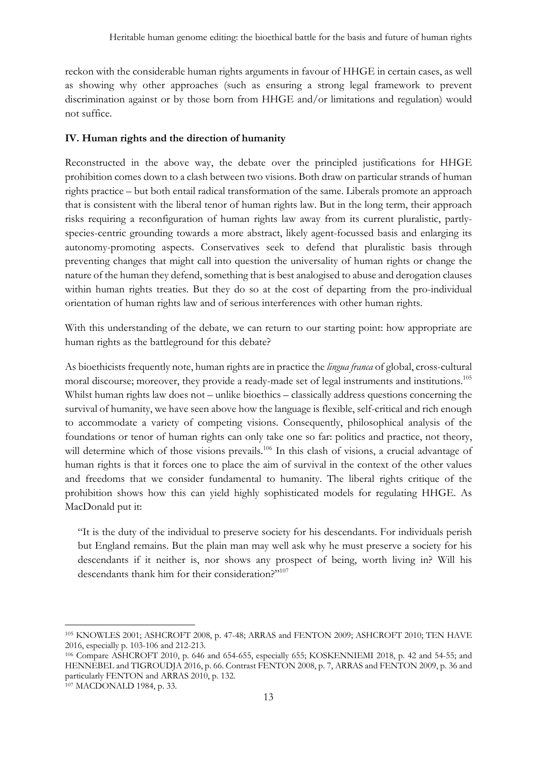reckon with the considerable human rights arguments in favour of HHGE in certain cases, as well as showing why other approaches (such as ensuring a strong legal framework to prevent discrimination against or by those born from HHGE and/or limitations and regulation) would not suffice.

## IV. Human rights and the direction of humanity

Reconstructed in the above way, the debate over the principled justifications for HHGE prohibition comes down to a clash between two visions. Both draw on particular strands of human rights practice – but both entail radical transformation of the same. Liberals promote an approach that is consistent with the liberal tenor of human rights law. But in the long term, their approach risks requiring a reconfiguration of human rights law away from its current pluralistic, partly-species-centric grounding towards a more abstract, likely agent-focussed basis and enlarging its autonomy-promoting aspects. Conservatives seek to defend that pluralistic basis through preventing changes that might call into question the universality of human rights or change the nature of the human they defend, something that is best analogised to abuse and derogation clauses within human rights treaties. But they do so at the cost of departing from the pro-individual orientation of human rights law and of serious interferences with other human rights.

With this understanding of the debate, we can return to our starting point: how appropriate are human rights as the battleground for this debate?

As bioethicists frequently note, human rights are in practice the *lingua franca* of global, cross-cultural moral discourse; moreover, they provide a ready-made set of legal instruments and institutions.[105] Whilst human rights law does not – unlike bioethics – classically address questions concerning the survival of humanity, we have seen above how the language is flexible, self-critical and rich enough to accommodate a variety of competing visions. Consequently, philosophical analysis of the foundations or tenor of human rights can only take one so far: politics and practice, not theory, will determine which of those visions prevails.[106] In this clash of visions, a crucial advantage of human rights is that it forces one to place the aim of survival in the context of the other values and freedoms that we consider fundamental to humanity. The liberal rights critique of the prohibition shows how this can yield highly sophisticated models for regulating HHGE. As MacDonald put it:

> "It is the duty of the individual to preserve society for his descendants. For individuals perish but England remains. But the plain man may well ask why he must preserve a society for his descendants if it neither is, nor shows any prospect of being, worth living in? Will his descendants thank him for their consideration?"[107]

---

[105] KNOWLES 2001; ASHCROFT 2008, p. 47-48; ARRAS and FENTON 2009; ASHCROFT 2010; TEN HAVE 2016, especially p. 103-106 and 212-213.

[106] Compare ASHCROFT 2010, p. 646 and 654-655, especially 655; KOSKENNIEMI 2018, p. 42 and 54-55; and HENNEBEL and TIGROUDJA 2016, p. 66. Contrast FENTON 2008, p. 7, ARRAS and FENTON 2009, p. 36 and particularly FENTON and ARRAS 2010, p. 132.

[107] MACDONALD 1984, p. 33.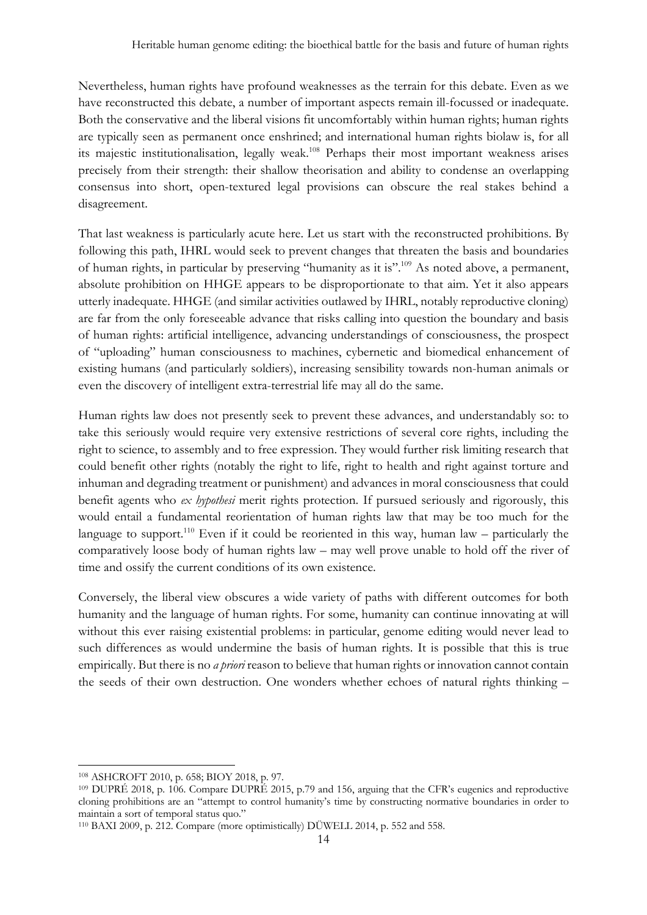Nevertheless, human rights have profound weaknesses as the terrain for this debate. Even as we have reconstructed this debate, a number of important aspects remain ill-focussed or inadequate. Both the conservative and the liberal visions fit uncomfortably within human rights; human rights are typically seen as permanent once enshrined; and international human rights biolaw is, for all its majestic institutionalisation, legally weak.[108] Perhaps their most important weakness arises precisely from their strength: their shallow theorisation and ability to condense an overlapping consensus into short, open-textured legal provisions can obscure the real stakes behind a disagreement.

That last weakness is particularly acute here. Let us start with the reconstructed prohibitions. By following this path, IHRL would seek to prevent changes that threaten the basis and boundaries of human rights, in particular by preserving "humanity as it is".[109] As noted above, a permanent, absolute prohibition on HHGE appears to be disproportionate to that aim. Yet it also appears utterly inadequate. HHGE (and similar activities outlawed by IHRL, notably reproductive cloning) are far from the only foreseeable advance that risks calling into question the boundary and basis of human rights: artificial intelligence, advancing understandings of consciousness, the prospect of "uploading" human consciousness to machines, cybernetic and biomedical enhancement of existing humans (and particularly soldiers), increasing sensibility towards non-human animals or even the discovery of intelligent extra-terrestrial life may all do the same.

Human rights law does not presently seek to prevent these advances, and understandably so: to take this seriously would require very extensive restrictions of several core rights, including the right to science, to assembly and to free expression. They would further risk limiting research that could benefit other rights (notably the right to life, right to health and right against torture and inhuman and degrading treatment or punishment) and advances in moral consciousness that could benefit agents who *ex hypothesi* merit rights protection. If pursued seriously and rigorously, this would entail a fundamental reorientation of human rights law that may be too much for the language to support.[110] Even if it could be reoriented in this way, human law – particularly the comparatively loose body of human rights law – may well prove unable to hold off the river of time and ossify the current conditions of its own existence.

Conversely, the liberal view obscures a wide variety of paths with different outcomes for both humanity and the language of human rights. For some, humanity can continue innovating at will without this ever raising existential problems: in particular, genome editing would never lead to such differences as would undermine the basis of human rights. It is possible that this is true empirically. But there is no *a priori* reason to believe that human rights or innovation cannot contain the seeds of their own destruction. One wonders whether echoes of natural rights thinking –

---

[108] ASHCROFT 2010, p. 658; BIOY 2018, p. 97.

[109] DUPRÉ 2018, p. 106. Compare DUPRÉ 2015, p.79 and 156, arguing that the CFR's eugenics and reproductive cloning prohibitions are an "attempt to control humanity's time by constructing normative boundaries in order to maintain a sort of temporal status quo."

[110] BAXI 2009, p. 212. Compare (more optimistically) DÜWELL 2014, p. 552 and 558.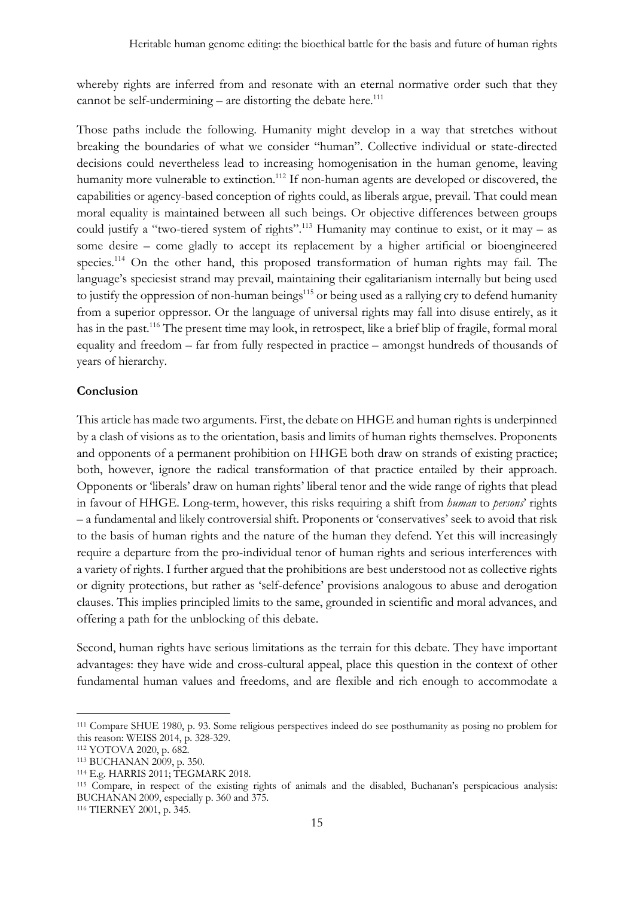whereby rights are inferred from and resonate with an eternal normative order such that they cannot be self-undermining – are distorting the debate here.[111]

Those paths include the following. Humanity might develop in a way that stretches without breaking the boundaries of what we consider "human". Collective individual or state-directed decisions could nevertheless lead to increasing homogenisation in the human genome, leaving humanity more vulnerable to extinction.[112] If non-human agents are developed or discovered, the capabilities or agency-based conception of rights could, as liberals argue, prevail. That could mean moral equality is maintained between all such beings. Or objective differences between groups could justify a "two-tiered system of rights".[113] Humanity may continue to exist, or it may – as some desire – come gladly to accept its replacement by a higher artificial or bioengineered species.[114] On the other hand, this proposed transformation of human rights may fail. The language's speciesist strand may prevail, maintaining their egalitarianism internally but being used to justify the oppression of non-human beings[115] or being used as a rallying cry to defend humanity from a superior oppressor. Or the language of universal rights may fall into disuse entirely, as it has in the past.[116] The present time may look, in retrospect, like a brief blip of fragile, formal moral equality and freedom – far from fully respected in practice – amongst hundreds of thousands of years of hierarchy.

**Conclusion**

This article has made two arguments. First, the debate on HHGE and human rights is underpinned by a clash of visions as to the orientation, basis and limits of human rights themselves. Proponents and opponents of a permanent prohibition on HHGE both draw on strands of existing practice; both, however, ignore the radical transformation of that practice entailed by their approach. Opponents or 'liberals' draw on human rights' liberal tenor and the wide range of rights that plead in favour of HHGE. Long-term, however, this risks requiring a shift from *human* to *persons*' rights – a fundamental and likely controversial shift. Proponents or 'conservatives' seek to avoid that risk to the basis of human rights and the nature of the human they defend. Yet this will increasingly require a departure from the pro-individual tenor of human rights and serious interferences with a variety of rights. I further argued that the prohibitions are best understood not as collective rights or dignity protections, but rather as 'self-defence' provisions analogous to abuse and derogation clauses. This implies principled limits to the same, grounded in scientific and moral advances, and offering a path for the unblocking of this debate.

Second, human rights have serious limitations as the terrain for this debate. They have important advantages: they have wide and cross-cultural appeal, place this question in the context of other fundamental human values and freedoms, and are flexible and rich enough to accommodate a

---

[111] Compare SHUE 1980, p. 93. Some religious perspectives indeed do see posthumanity as posing no problem for this reason: WEISS 2014, p. 328-329.

[112] YOTOVA 2020, p. 682.

[113] BUCHANAN 2009, p. 350.

[114] E.g. HARRIS 2011; TEGMARK 2018.

[115] Compare, in respect of the existing rights of animals and the disabled, Buchanan's perspicacious analysis: BUCHANAN 2009, especially p. 360 and 375.

[116] TIERNEY 2001, p. 345.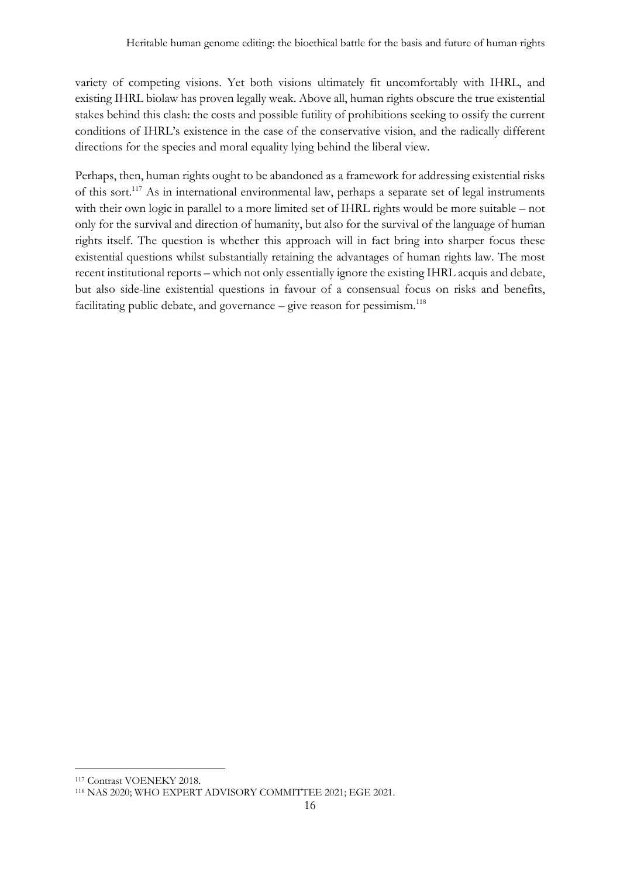variety of competing visions. Yet both visions ultimately fit uncomfortably with IHRL, and existing IHRL biolaw has proven legally weak. Above all, human rights obscure the true existential stakes behind this clash: the costs and possible futility of prohibitions seeking to ossify the current conditions of IHRL's existence in the case of the conservative vision, and the radically different directions for the species and moral equality lying behind the liberal view.

Perhaps, then, human rights ought to be abandoned as a framework for addressing existential risks of this sort.[117] As in international environmental law, perhaps a separate set of legal instruments with their own logic in parallel to a more limited set of IHRL rights would be more suitable – not only for the survival and direction of humanity, but also for the survival of the language of human rights itself. The question is whether this approach will in fact bring into sharper focus these existential questions whilst substantially retaining the advantages of human rights law. The most recent institutional reports – which not only essentially ignore the existing IHRL acquis and debate, but also side-line existential questions in favour of a consensual focus on risks and benefits, facilitating public debate, and governance – give reason for pessimism.[118]

---

[117] Contrast VOENEKY 2018.

[118] NAS 2020; WHO EXPERT ADVISORY COMMITTEE 2021; EGE 2021.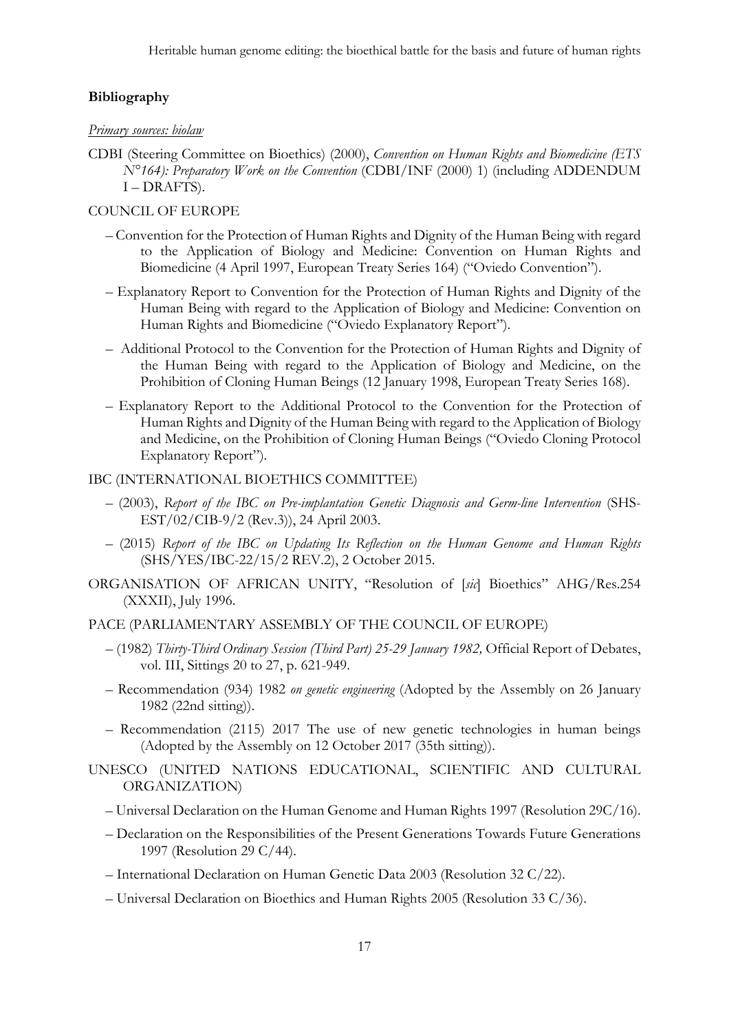## Bibliography

*Primary sources: biolaw*

CDBI (Steering Committee on Bioethics) (2000), *Convention on Human Rights and Biomedicine (ETS N°164): Preparatory Work on the Convention* (CDBI/INF (2000) 1) (including ADDENDUM I – DRAFTS).

COUNCIL OF EUROPE

- Convention for the Protection of Human Rights and Dignity of the Human Being with regard to the Application of Biology and Medicine: Convention on Human Rights and Biomedicine (4 April 1997, European Treaty Series 164) ("Oviedo Convention").
- Explanatory Report to Convention for the Protection of Human Rights and Dignity of the Human Being with regard to the Application of Biology and Medicine: Convention on Human Rights and Biomedicine ("Oviedo Explanatory Report").
- Additional Protocol to the Convention for the Protection of Human Rights and Dignity of the Human Being with regard to the Application of Biology and Medicine, on the Prohibition of Cloning Human Beings (12 January 1998, European Treaty Series 168).
- Explanatory Report to the Additional Protocol to the Convention for the Protection of Human Rights and Dignity of the Human Being with regard to the Application of Biology and Medicine, on the Prohibition of Cloning Human Beings ("Oviedo Cloning Protocol Explanatory Report").

IBC (INTERNATIONAL BIOETHICS COMMITTEE)

- (2003), *Report of the IBC on Pre-implantation Genetic Diagnosis and Germ-line Intervention* (SHS-EST/02/CIB-9/2 (Rev.3)), 24 April 2003.
- (2015) *Report of the IBC on Updating Its Reflection on the Human Genome and Human Rights* (SHS/YES/IBC-22/15/2 REV.2), 2 October 2015.

ORGANISATION OF AFRICAN UNITY, "Resolution of [*sic*] Bioethics" AHG/Res.254 (XXXII), July 1996.

PACE (PARLIAMENTARY ASSEMBLY OF THE COUNCIL OF EUROPE)

- (1982) *Thirty-Third Ordinary Session (Third Part) 25-29 January 1982,* Official Report of Debates, vol. III, Sittings 20 to 27, p. 621-949.
- Recommendation (934) 1982 *on genetic engineering* (Adopted by the Assembly on 26 January 1982 (22nd sitting)).
- Recommendation (2115) 2017 The use of new genetic technologies in human beings (Adopted by the Assembly on 12 October 2017 (35th sitting)).

UNESCO (UNITED NATIONS EDUCATIONAL, SCIENTIFIC AND CULTURAL ORGANIZATION)

- Universal Declaration on the Human Genome and Human Rights 1997 (Resolution 29C/16).
- Declaration on the Responsibilities of the Present Generations Towards Future Generations 1997 (Resolution 29 C/44).
- International Declaration on Human Genetic Data 2003 (Resolution 32 C/22).
- Universal Declaration on Bioethics and Human Rights 2005 (Resolution 33 C/36).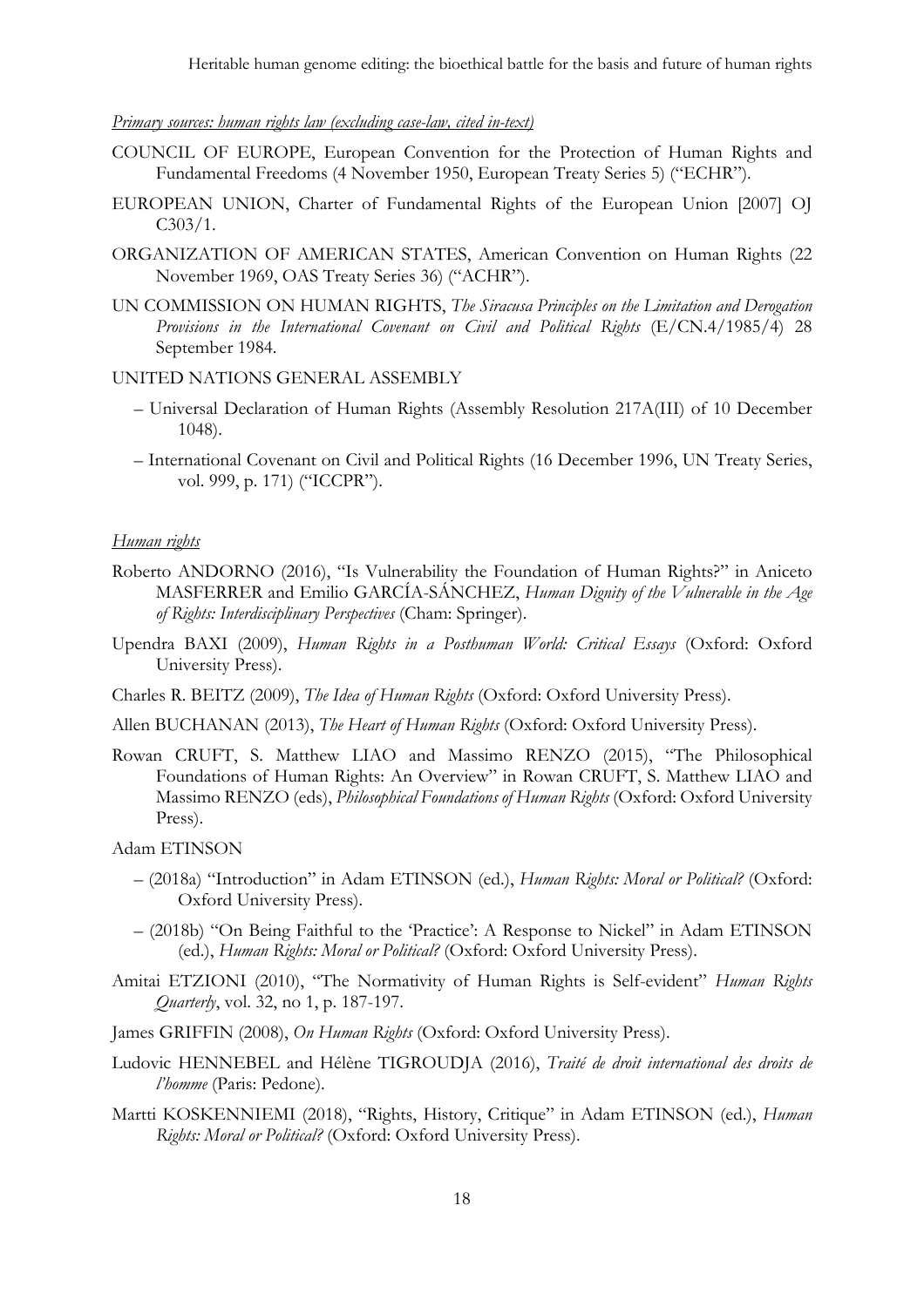*Primary sources: human rights law (excluding case-law, cited in-text)*

COUNCIL OF EUROPE, European Convention for the Protection of Human Rights and Fundamental Freedoms (4 November 1950, European Treaty Series 5) ("ECHR").

EUROPEAN UNION, Charter of Fundamental Rights of the European Union [2007] OJ C303/1.

ORGANIZATION OF AMERICAN STATES, American Convention on Human Rights (22 November 1969, OAS Treaty Series 36) ("ACHR").

UN COMMISSION ON HUMAN RIGHTS, *The Siracusa Principles on the Limitation and Derogation Provisions in the International Covenant on Civil and Political Rights* (E/CN.4/1985/4) 28 September 1984.

UNITED NATIONS GENERAL ASSEMBLY

– Universal Declaration of Human Rights (Assembly Resolution 217A(III) of 10 December 1048).

– International Covenant on Civil and Political Rights (16 December 1996, UN Treaty Series, vol. 999, p. 171) ("ICCPR").

*Human rights*

Roberto ANDORNO (2016), "Is Vulnerability the Foundation of Human Rights?" in Aniceto MASFERRER and Emilio GARCÍA-SÁNCHEZ, *Human Dignity of the Vulnerable in the Age of Rights: Interdisciplinary Perspectives* (Cham: Springer).

Upendra BAXI (2009), *Human Rights in a Posthuman World: Critical Essays* (Oxford: Oxford University Press).

Charles R. BEITZ (2009), *The Idea of Human Rights* (Oxford: Oxford University Press).

Allen BUCHANAN (2013), *The Heart of Human Rights* (Oxford: Oxford University Press).

Rowan CRUFT, S. Matthew LIAO and Massimo RENZO (2015), "The Philosophical Foundations of Human Rights: An Overview" in Rowan CRUFT, S. Matthew LIAO and Massimo RENZO (eds), *Philosophical Foundations of Human Rights* (Oxford: Oxford University Press).

Adam ETINSON

– (2018a) "Introduction" in Adam ETINSON (ed.), *Human Rights: Moral or Political?* (Oxford: Oxford University Press).

– (2018b) "On Being Faithful to the 'Practice': A Response to Nickel" in Adam ETINSON (ed.), *Human Rights: Moral or Political?* (Oxford: Oxford University Press).

Amitai ETZIONI (2010), "The Normativity of Human Rights is Self-evident" *Human Rights Quarterly*, vol. 32, no 1, p. 187-197.

James GRIFFIN (2008), *On Human Rights* (Oxford: Oxford University Press).

Ludovic HENNEBEL and Hélène TIGROUDJA (2016), *Traité de droit international des droits de l'homme* (Paris: Pedone).

Martti KOSKENNIEMI (2018), "Rights, History, Critique" in Adam ETINSON (ed.), *Human Rights: Moral or Political?* (Oxford: Oxford University Press).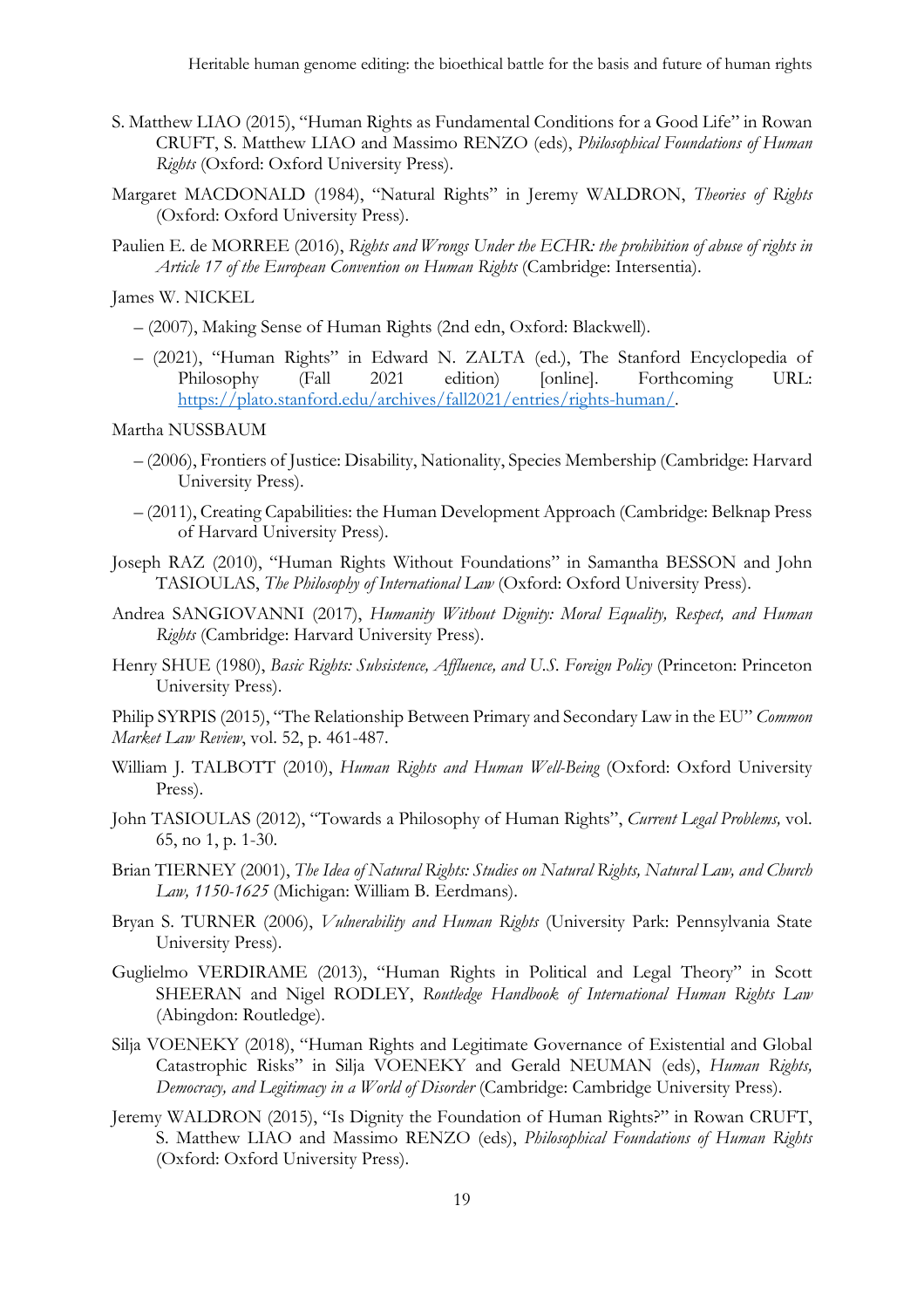S. Matthew LIAO (2015), "Human Rights as Fundamental Conditions for a Good Life" in Rowan CRUFT, S. Matthew LIAO and Massimo RENZO (eds), *Philosophical Foundations of Human Rights* (Oxford: Oxford University Press).

Margaret MACDONALD (1984), "Natural Rights" in Jeremy WALDRON, *Theories of Rights* (Oxford: Oxford University Press).

Paulien E. de MORREE (2016), *Rights and Wrongs Under the ECHR: the prohibition of abuse of rights in Article 17 of the European Convention on Human Rights* (Cambridge: Intersentia).

James W. NICKEL

– (2007), Making Sense of Human Rights (2nd edn, Oxford: Blackwell).

– (2021), "Human Rights" in Edward N. ZALTA (ed.), The Stanford Encyclopedia of Philosophy (Fall 2021 edition) [online]. Forthcoming URL: [https://plato.stanford.edu/archives/fall2021/entries/rights-human/](https://plato.stanford.edu/archives/fall2021/entries/rights-human/).

Martha NUSSBAUM

– (2006), Frontiers of Justice: Disability, Nationality, Species Membership (Cambridge: Harvard University Press).

– (2011), Creating Capabilities: the Human Development Approach (Cambridge: Belknap Press of Harvard University Press).

Joseph RAZ (2010), "Human Rights Without Foundations" in Samantha BESSON and John TASIOULAS, *The Philosophy of International Law* (Oxford: Oxford University Press).

Andrea SANGIOVANNI (2017), *Humanity Without Dignity: Moral Equality, Respect, and Human Rights* (Cambridge: Harvard University Press).

Henry SHUE (1980), *Basic Rights: Subsistence, Affluence, and U.S. Foreign Policy* (Princeton: Princeton University Press).

Philip SYRPIS (2015), "The Relationship Between Primary and Secondary Law in the EU" *Common Market Law Review*, vol. 52, p. 461-487.

William J. TALBOTT (2010), *Human Rights and Human Well-Being* (Oxford: Oxford University Press).

John TASIOULAS (2012), "Towards a Philosophy of Human Rights", *Current Legal Problems,* vol. 65, no 1, p. 1-30.

Brian TIERNEY (2001), *The Idea of Natural Rights: Studies on Natural Rights, Natural Law, and Church Law, 1150-1625* (Michigan: William B. Eerdmans).

Bryan S. TURNER (2006), *Vulnerability and Human Rights* (University Park: Pennsylvania State University Press).

Guglielmo VERDIRAME (2013), "Human Rights in Political and Legal Theory" in Scott SHEERAN and Nigel RODLEY, *Routledge Handbook of International Human Rights Law* (Abingdon: Routledge).

Silja VOENEKY (2018), "Human Rights and Legitimate Governance of Existential and Global Catastrophic Risks" in Silja VOENEKY and Gerald NEUMAN (eds), *Human Rights, Democracy, and Legitimacy in a World of Disorder* (Cambridge: Cambridge University Press).

Jeremy WALDRON (2015), "Is Dignity the Foundation of Human Rights?" in Rowan CRUFT, S. Matthew LIAO and Massimo RENZO (eds), *Philosophical Foundations of Human Rights* (Oxford: Oxford University Press).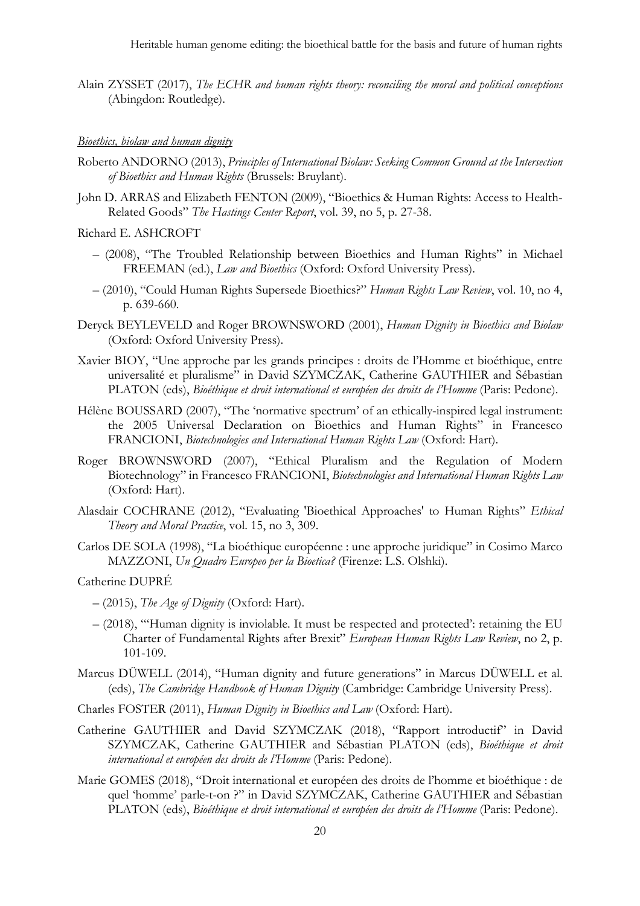Alain ZYSSET (2017), *The ECHR and human rights theory: reconciling the moral and political conceptions* (Abingdon: Routledge).

*Bioethics, biolaw and human dignity*

Roberto ANDORNO (2013), *Principles of International Biolaw: Seeking Common Ground at the Intersection of Bioethics and Human Rights* (Brussels: Bruylant).

John D. ARRAS and Elizabeth FENTON (2009), "Bioethics & Human Rights: Access to Health-Related Goods" *The Hastings Center Report*, vol. 39, no 5, p. 27-38.

Richard E. ASHCROFT

– (2008), "The Troubled Relationship between Bioethics and Human Rights" in Michael FREEMAN (ed.), *Law and Bioethics* (Oxford: Oxford University Press).

– (2010), "Could Human Rights Supersede Bioethics?" *Human Rights Law Review*, vol. 10, no 4, p. 639-660.

Deryck BEYLEVELD and Roger BROWNSWORD (2001), *Human Dignity in Bioethics and Biolaw* (Oxford: Oxford University Press).

Xavier BIOY, "Une approche par les grands principes : droits de l'Homme et bioéthique, entre universalité et pluralisme" in David SZYMCZAK, Catherine GAUTHIER and Sébastian PLATON (eds), *Bioéthique et droit international et européen des droits de l'Homme* (Paris: Pedone).

Hélène BOUSSARD (2007), "The 'normative spectrum' of an ethically-inspired legal instrument: the 2005 Universal Declaration on Bioethics and Human Rights" in Francesco FRANCIONI, *Biotechnologies and International Human Rights Law* (Oxford: Hart).

Roger BROWNSWORD (2007), "Ethical Pluralism and the Regulation of Modern Biotechnology" in Francesco FRANCIONI, *Biotechnologies and International Human Rights Law* (Oxford: Hart).

Alasdair COCHRANE (2012), "Evaluating 'Bioethical Approaches' to Human Rights" *Ethical Theory and Moral Practice*, vol. 15, no 3, 309.

Carlos DE SOLA (1998), "La bioéthique européenne : une approche juridique" in Cosimo Marco MAZZONI, *Un Quadro Europeo per la Bioetica?* (Firenze: L.S. Olshki).

Catherine DUPRÉ

– (2015), *The Age of Dignity* (Oxford: Hart).

– (2018), "'Human dignity is inviolable. It must be respected and protected': retaining the EU Charter of Fundamental Rights after Brexit" *European Human Rights Law Review*, no 2, p. 101-109.

Marcus DÜWELL (2014), "Human dignity and future generations" in Marcus DÜWELL et al. (eds), *The Cambridge Handbook of Human Dignity* (Cambridge: Cambridge University Press).

Charles FOSTER (2011), *Human Dignity in Bioethics and Law* (Oxford: Hart).

Catherine GAUTHIER and David SZYMCZAK (2018), "Rapport introductif" in David SZYMCZAK, Catherine GAUTHIER and Sébastian PLATON (eds), *Bioéthique et droit international et européen des droits de l'Homme* (Paris: Pedone).

Marie GOMES (2018), "Droit international et européen des droits de l'homme et bioéthique : de quel 'homme' parle-t-on ?" in David SZYMCZAK, Catherine GAUTHIER and Sébastian PLATON (eds), *Bioéthique et droit international et européen des droits de l'Homme* (Paris: Pedone).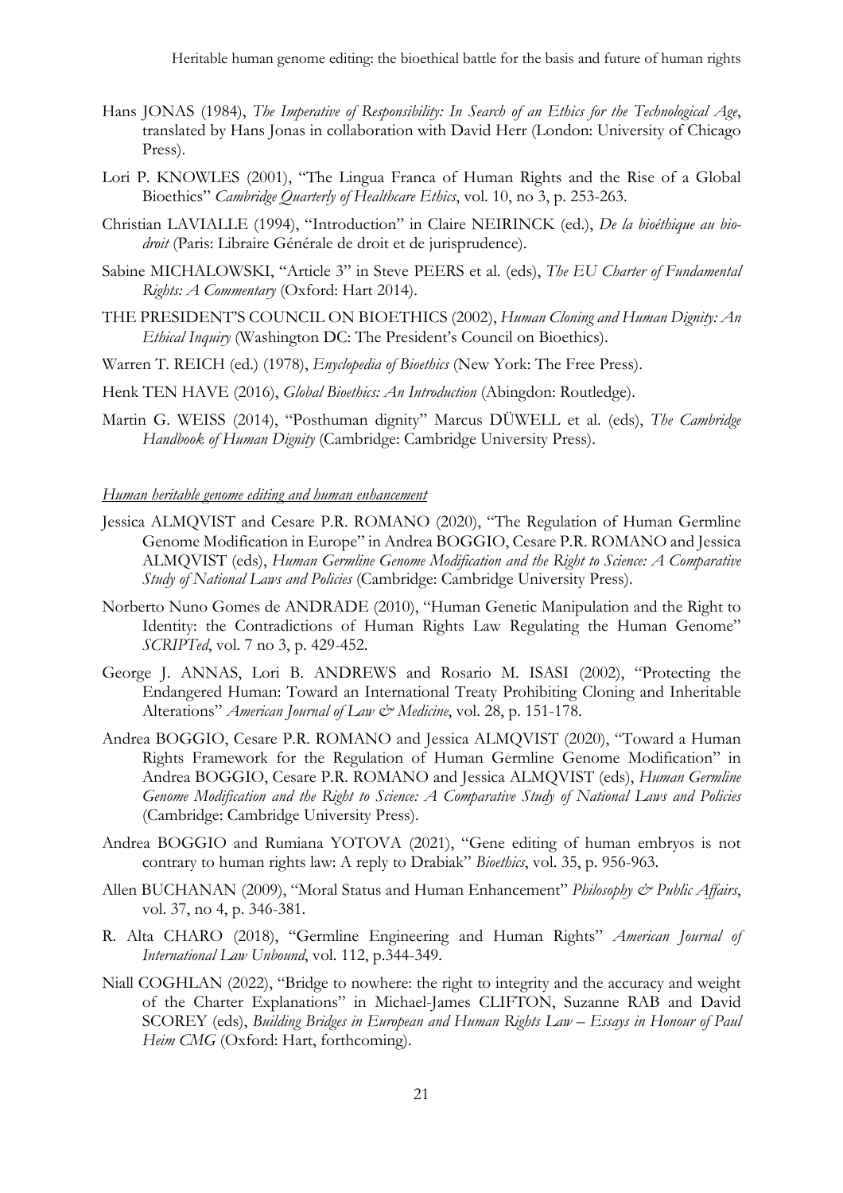Hans JONAS (1984), *The Imperative of Responsibility: In Search of an Ethics for the Technological Age*, translated by Hans Jonas in collaboration with David Herr (London: University of Chicago Press).

Lori P. KNOWLES (2001), "The Lingua Franca of Human Rights and the Rise of a Global Bioethics" *Cambridge Quarterly of Healthcare Ethics*, vol. 10, no 3, p. 253-263.

Christian LAVIALLE (1994), "Introduction" in Claire NEIRINCK (ed.), *De la bioéthique au bio-droit* (Paris: Libraire Générale de droit et de jurisprudence).

Sabine MICHALOWSKI, "Article 3" in Steve PEERS et al. (eds), *The EU Charter of Fundamental Rights: A Commentary* (Oxford: Hart 2014).

THE PRESIDENT'S COUNCIL ON BIOETHICS (2002), *Human Cloning and Human Dignity: An Ethical Inquiry* (Washington DC: The President's Council on Bioethics).

Warren T. REICH (ed.) (1978), *Enyclopedia of Bioethics* (New York: The Free Press).

Henk TEN HAVE (2016), *Global Bioethics: An Introduction* (Abingdon: Routledge).

Martin G. WEISS (2014), "Posthuman dignity" Marcus DÜWELL et al. (eds), *The Cambridge Handbook of Human Dignity* (Cambridge: Cambridge University Press).

*Human heritable genome editing and human enhancement*

Jessica ALMQVIST and Cesare P.R. ROMANO (2020), "The Regulation of Human Germline Genome Modification in Europe" in Andrea BOGGIO, Cesare P.R. ROMANO and Jessica ALMQVIST (eds), *Human Germline Genome Modification and the Right to Science: A Comparative Study of National Laws and Policies* (Cambridge: Cambridge University Press).

Norberto Nuno Gomes de ANDRADE (2010), "Human Genetic Manipulation and the Right to Identity: the Contradictions of Human Rights Law Regulating the Human Genome" *SCRIPTed*, vol. 7 no 3, p. 429-452.

George J. ANNAS, Lori B. ANDREWS and Rosario M. ISASI (2002), "Protecting the Endangered Human: Toward an International Treaty Prohibiting Cloning and Inheritable Alterations" *American Journal of Law & Medicine*, vol. 28, p. 151-178.

Andrea BOGGIO, Cesare P.R. ROMANO and Jessica ALMQVIST (2020), "Toward a Human Rights Framework for the Regulation of Human Germline Genome Modification" in Andrea BOGGIO, Cesare P.R. ROMANO and Jessica ALMQVIST (eds), *Human Germline Genome Modification and the Right to Science: A Comparative Study of National Laws and Policies* (Cambridge: Cambridge University Press).

Andrea BOGGIO and Rumiana YOTOVA (2021), "Gene editing of human embryos is not contrary to human rights law: A reply to Drabiak" *Bioethics*, vol. 35, p. 956-963.

Allen BUCHANAN (2009), "Moral Status and Human Enhancement" *Philosophy & Public Affairs*, vol. 37, no 4, p. 346-381.

R. Alta CHARO (2018), "Germline Engineering and Human Rights" *American Journal of International Law Unbound*, vol. 112, p.344-349.

Niall COGHLAN (2022), "Bridge to nowhere: the right to integrity and the accuracy and weight of the Charter Explanations" in Michael-James CLIFTON, Suzanne RAB and David SCOREY (eds), *Building Bridges in European and Human Rights Law – Essays in Honour of Paul Heim CMG* (Oxford: Hart, forthcoming).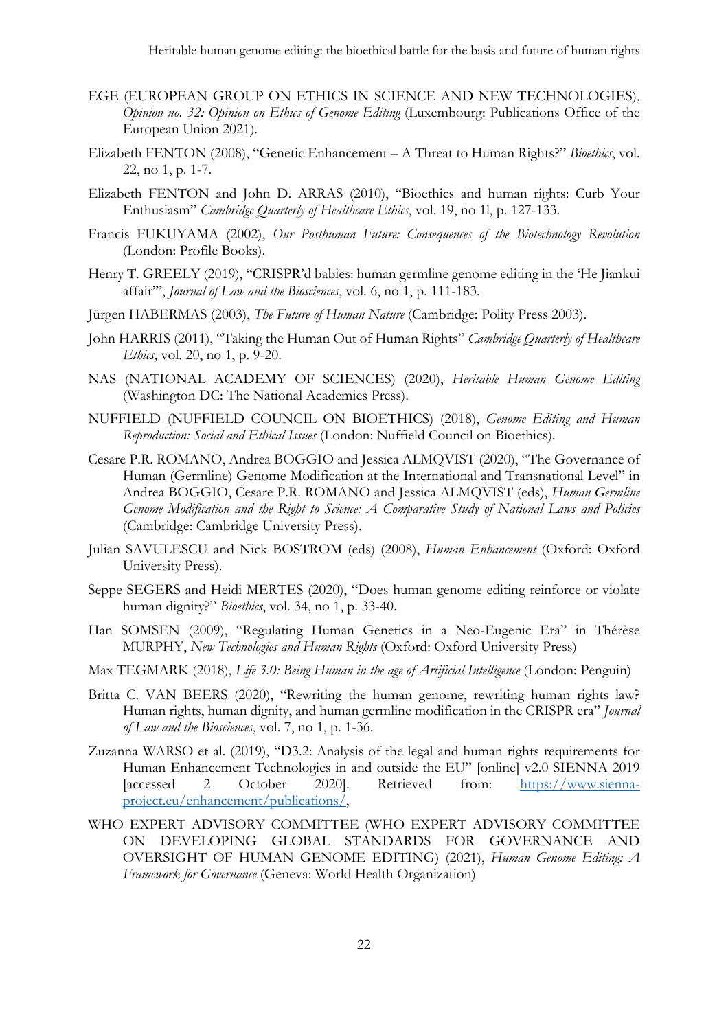EGE (EUROPEAN GROUP ON ETHICS IN SCIENCE AND NEW TECHNOLOGIES), *Opinion no. 32: Opinion on Ethics of Genome Editing* (Luxembourg: Publications Office of the European Union 2021).

Elizabeth FENTON (2008), "Genetic Enhancement – A Threat to Human Rights?" *Bioethics*, vol. 22, no 1, p. 1-7.

Elizabeth FENTON and John D. ARRAS (2010), "Bioethics and human rights: Curb Your Enthusiasm" *Cambridge Quarterly of Healthcare Ethics*, vol. 19, no 1l, p. 127-133.

Francis FUKUYAMA (2002), *Our Posthuman Future: Consequences of the Biotechnology Revolution* (London: Profile Books).

Henry T. GREELY (2019), "CRISPR'd babies: human germline genome editing in the 'He Jiankui affair'", *Journal of Law and the Biosciences*, vol. 6, no 1, p. 111-183.

Jürgen HABERMAS (2003), *The Future of Human Nature* (Cambridge: Polity Press 2003).

John HARRIS (2011), "Taking the Human Out of Human Rights" *Cambridge Quarterly of Healthcare Ethics*, vol. 20, no 1, p. 9-20.

NAS (NATIONAL ACADEMY OF SCIENCES) (2020), *Heritable Human Genome Editing* (Washington DC: The National Academies Press).

NUFFIELD (NUFFIELD COUNCIL ON BIOETHICS) (2018), *Genome Editing and Human Reproduction: Social and Ethical Issues* (London: Nuffield Council on Bioethics).

Cesare P.R. ROMANO, Andrea BOGGIO and Jessica ALMQVIST (2020), "The Governance of Human (Germline) Genome Modification at the International and Transnational Level" in Andrea BOGGIO, Cesare P.R. ROMANO and Jessica ALMQVIST (eds), *Human Germline Genome Modification and the Right to Science: A Comparative Study of National Laws and Policies* (Cambridge: Cambridge University Press).

Julian SAVULESCU and Nick BOSTROM (eds) (2008), *Human Enhancement* (Oxford: Oxford University Press).

Seppe SEGERS and Heidi MERTES (2020), "Does human genome editing reinforce or violate human dignity?" *Bioethics*, vol. 34, no 1, p. 33-40.

Han SOMSEN (2009), "Regulating Human Genetics in a Neo-Eugenic Era" in Thérèse MURPHY, *New Technologies and Human Rights* (Oxford: Oxford University Press)

Max TEGMARK (2018), *Life 3.0: Being Human in the age of Artificial Intelligence* (London: Penguin)

Britta C. VAN BEERS (2020), "Rewriting the human genome, rewriting human rights law? Human rights, human dignity, and human germline modification in the CRISPR era" *Journal of Law and the Biosciences*, vol. 7, no 1, p. 1-36.

Zuzanna WARSO et al. (2019), "D3.2: Analysis of the legal and human rights requirements for Human Enhancement Technologies in and outside the EU" [online] v2.0 SIENNA 2019 [accessed 2 October 2020]. Retrieved from: https://www.sienna-project.eu/enhancement/publications/,

WHO EXPERT ADVISORY COMMITTEE (WHO EXPERT ADVISORY COMMITTEE ON DEVELOPING GLOBAL STANDARDS FOR GOVERNANCE AND OVERSIGHT OF HUMAN GENOME EDITING) (2021), *Human Genome Editing: A Framework for Governance* (Geneva: World Health Organization)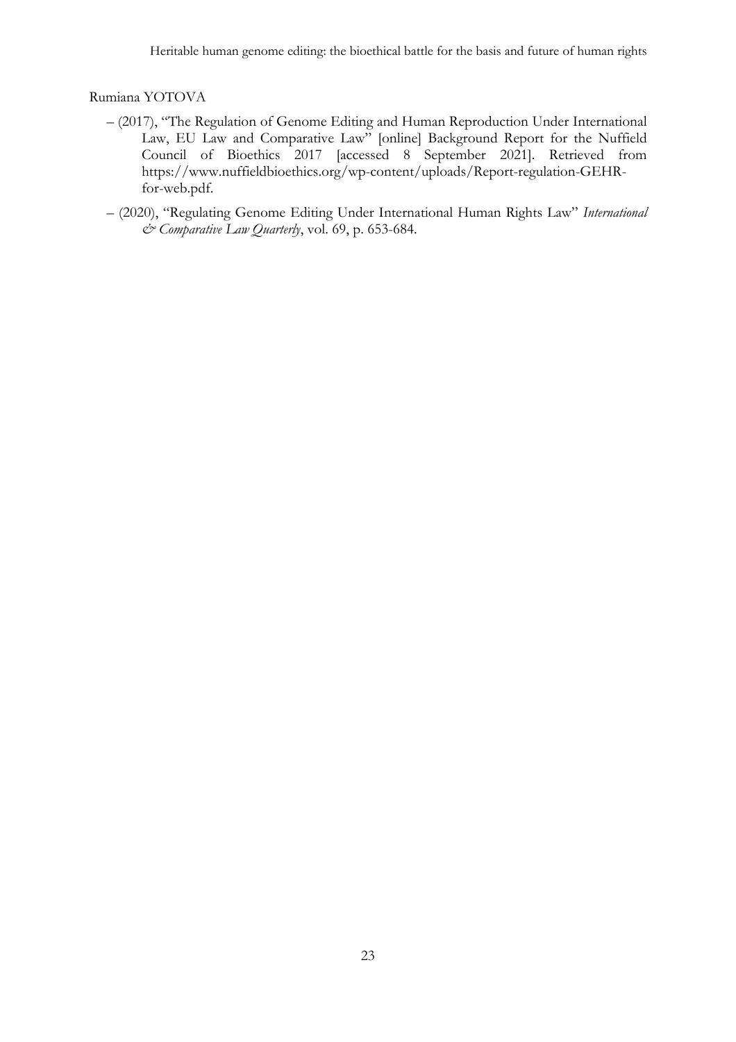Rumiana YOTOVA

- – (2017), "The Regulation of Genome Editing and Human Reproduction Under International Law, EU Law and Comparative Law" [online] Background Report for the Nuffield Council of Bioethics 2017 [accessed 8 September 2021]. Retrieved from https://www.nuffieldbioethics.org/wp-content/uploads/Report-regulation-GEHR-for-web.pdf.
- – (2020), "Regulating Genome Editing Under International Human Rights Law" *International & Comparative Law Quarterly*, vol. 69, p. 653-684.